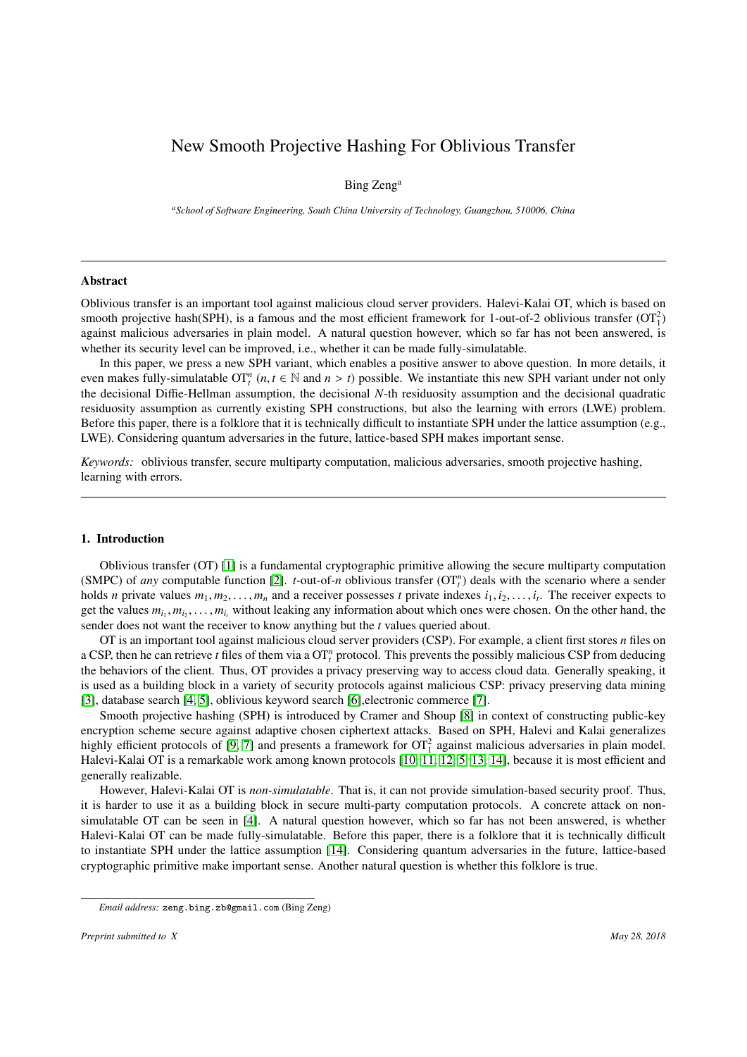# New Smooth Projective Hashing For Oblivious Transfer

Bing Zeng[a]

[a]*School of Software Engineering, South China University of Technology, Guangzhou, 510006, China*

---

## Abstract

Oblivious transfer is an important tool against malicious cloud server providers. Halevi-Kalai OT, which is based on smooth projective hash(SPH), is a famous and the most efficient framework for 1-out-of-2 oblivious transfer ($\mathrm{OT}_1^2$) against malicious adversaries in plain model. A natural question however, which so far has not been answered, is whether its security level can be improved, i.e., whether it can be made fully-simulatable.

In this paper, we press a new SPH variant, which enables a positive answer to above question. In more details, it even makes fully-simulatable $\mathrm{OT}_t^n$ ($n, t \in \mathbb{N}$ and $n > t$) possible. We instantiate this new SPH variant under not only the decisional Diffie-Hellman assumption, the decisional $N$-th residuosity assumption and the decisional quadratic residuosity assumption as currently existing SPH constructions, but also the learning with errors (LWE) problem. Before this paper, there is a folklore that it is technically difficult to instantiate SPH under the lattice assumption (e.g., LWE). Considering quantum adversaries in the future, lattice-based SPH makes important sense.

*Keywords:* oblivious transfer, secure multiparty computation, malicious adversaries, smooth projective hashing, learning with errors.

---

## 1. Introduction

Oblivious transfer (OT) [1] is a fundamental cryptographic primitive allowing the secure multiparty computation (SMPC) of *any* computable function [2]. $t$-out-of-$n$ oblivious transfer ($\mathrm{OT}_t^n$) deals with the scenario where a sender holds $n$ private values $m_1, m_2, \ldots, m_n$ and a receiver possesses $t$ private indexes $i_1, i_2, \ldots, i_t$. The receiver expects to get the values $m_{i_1}, m_{i_2}, \ldots, m_{i_t}$ without leaking any information about which ones were chosen. On the other hand, the sender does not want the receiver to know anything but the $t$ values queried about.

OT is an important tool against malicious cloud server providers (CSP). For example, a client first stores $n$ files on a CSP, then he can retrieve $t$ files of them via a $\mathrm{OT}_t^n$ protocol. This prevents the possibly malicious CSP from deducing the behaviors of the client. Thus, OT provides a privacy preserving way to access cloud data. Generally speaking, it is used as a building block in a variety of security protocols against malicious CSP: privacy preserving data mining [3], database search [4, 5], oblivious keyword search [6],electronic commerce [7].

Smooth projective hashing (SPH) is introduced by Cramer and Shoup [8] in context of constructing public-key encryption scheme secure against adaptive chosen ciphertext attacks. Based on SPH, Halevi and Kalai generalizes highly efficient protocols of [9, 7] and presents a framework for $\mathrm{OT}_1^2$ against malicious adversaries in plain model. Halevi-Kalai OT is a remarkable work among known protocols [10, 11, 12, 5, 13, 14], because it is most efficient and generally realizable.

However, Halevi-Kalai OT is *non-simulatable*. That is, it can not provide simulation-based security proof. Thus, it is harder to use it as a building block in secure multi-party computation protocols. A concrete attack on non-simulatable OT can be seen in [4]. A natural question however, which so far has not been answered, is whether Halevi-Kalai OT can be made fully-simulatable. Before this paper, there is a folklore that it is technically difficult to instantiate SPH under the lattice assumption [14]. Considering quantum adversaries in the future, lattice-based cryptographic primitive make important sense. Another natural question is whether this folklore is true.

---

*Email address:* zeng.bing.zb@gmail.com (Bing Zeng)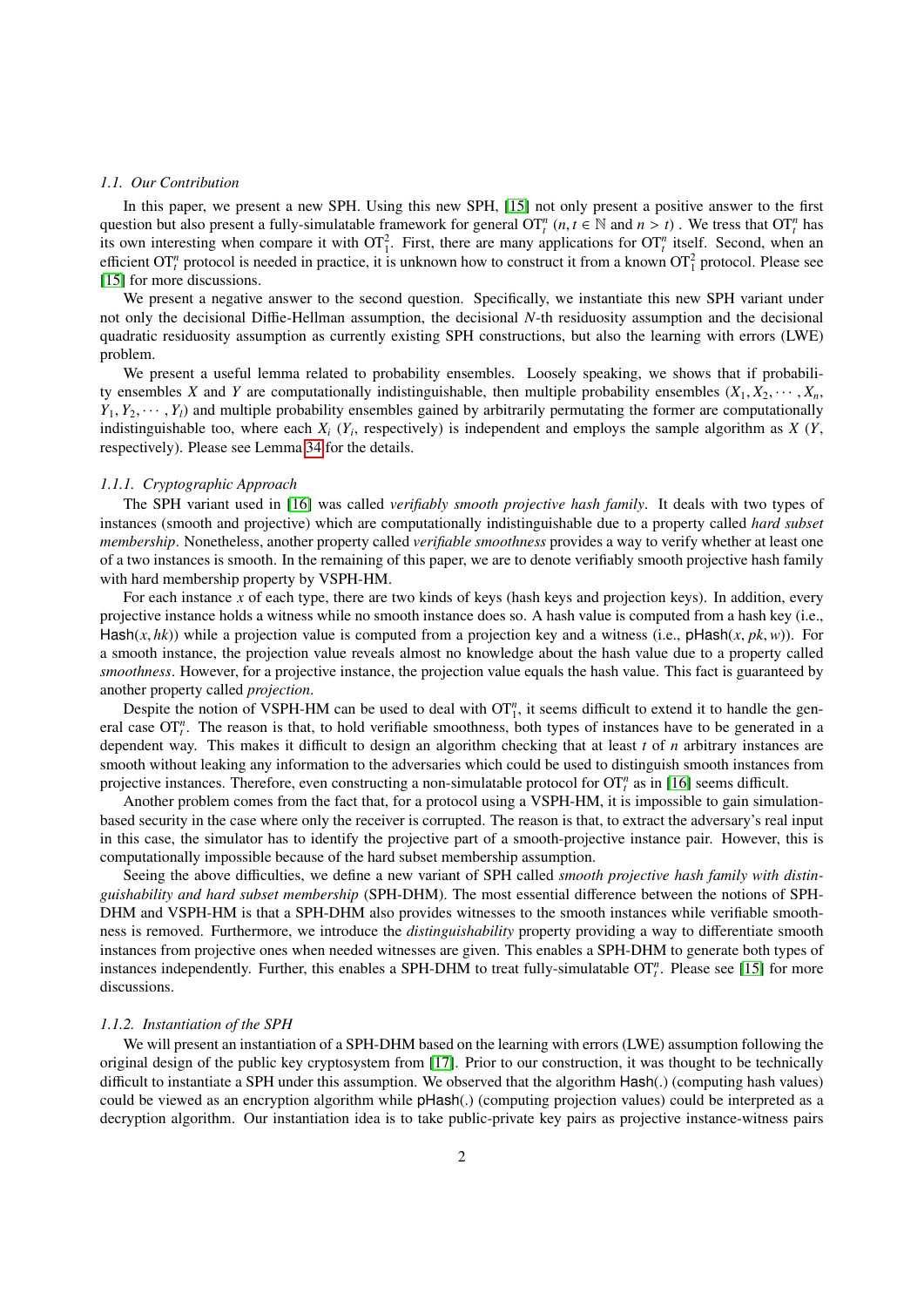### 1.1. Our Contribution

In this paper, we present a new SPH. Using this new SPH, [15] not only present a positive answer to the first question but also present a fully-simulatable framework for general $\mathrm{OT}_t^n$ ($n, t \in \mathbb{N}$ and $n > t$) . We tress that $\mathrm{OT}_t^n$ has its own interesting when compare it with $\mathrm{OT}_1^2$. First, there are many applications for $\mathrm{OT}_t^n$ itself. Second, when an efficient $\mathrm{OT}_t^n$ protocol is needed in practice, it is unknown how to construct it from a known $\mathrm{OT}_1^2$ protocol. Please see [15] for more discussions.

We present a negative answer to the second question. Specifically, we instantiate this new SPH variant under not only the decisional Diffie-Hellman assumption, the decisional $N$-th residuosity assumption and the decisional quadratic residuosity assumption as currently existing SPH constructions, but also the learning with errors (LWE) problem.

We present a useful lemma related to probability ensembles. Loosely speaking, we shows that if probability ensembles $X$ and $Y$ are computationally indistinguishable, then multiple probability ensembles $(X_1, X_2, \cdots, X_n, Y_1, Y_2, \cdots, Y_l)$ and multiple probability ensembles gained by arbitrarily permutating the former are computationally indistinguishable too, where each $X_i$ ($Y_i$, respectively) is independent and employs the sample algorithm as $X$ ($Y$, respectively). Please see Lemma 34 for the details.

#### 1.1.1. Cryptographic Approach

The SPH variant used in [16] was called *verifiably smooth projective hash family*. It deals with two types of instances (smooth and projective) which are computationally indistinguishable due to a property called *hard subset membership*. Nonetheless, another property called *verifiable smoothness* provides a way to verify whether at least one of a two instances is smooth. In the remaining of this paper, we are to denote verifiably smooth projective hash family with hard membership property by VSPH-HM.

For each instance $x$ of each type, there are two kinds of keys (hash keys and projection keys). In addition, every projective instance holds a witness while no smooth instance does so. A hash value is computed from a hash key (i.e., $\mathsf{Hash}(x, hk)$) while a projection value is computed from a projection key and a witness (i.e., $\mathsf{pHash}(x, pk, w)$). For a smooth instance, the projection value reveals almost no knowledge about the hash value due to a property called *smoothness*. However, for a projective instance, the projection value equals the hash value. This fact is guaranteed by another property called *projection*.

Despite the notion of VSPH-HM can be used to deal with $\mathrm{OT}_1^n$, it seems difficult to extend it to handle the general case $\mathrm{OT}_t^n$. The reason is that, to hold verifiable smoothness, both types of instances have to be generated in a dependent way. This makes it difficult to design an algorithm checking that at least $t$ of $n$ arbitrary instances are smooth without leaking any information to the adversaries which could be used to distinguish smooth instances from projective instances. Therefore, even constructing a non-simulatable protocol for $\mathrm{OT}_t^n$ as in [16] seems difficult.

Another problem comes from the fact that, for a protocol using a VSPH-HM, it is impossible to gain simulation-based security in the case where only the receiver is corrupted. The reason is that, to extract the adversary's real input in this case, the simulator has to identify the projective part of a smooth-projective instance pair. However, this is computationally impossible because of the hard subset membership assumption.

Seeing the above difficulties, we define a new variant of SPH called *smooth projective hash family with distinguishability and hard subset membership* (SPH-DHM). The most essential difference between the notions of SPH-DHM and VSPH-HM is that a SPH-DHM also provides witnesses to the smooth instances while verifiable smoothness is removed. Furthermore, we introduce the *distinguishability* property providing a way to differentiate smooth instances from projective ones when needed witnesses are given. This enables a SPH-DHM to generate both types of instances independently. Further, this enables a SPH-DHM to treat fully-simulatable $\mathrm{OT}_t^n$. Please see [15] for more discussions.

#### 1.1.2. Instantiation of the SPH

We will present an instantiation of a SPH-DHM based on the learning with errors (LWE) assumption following the original design of the public key cryptosystem from [17]. Prior to our construction, it was thought to be technically difficult to instantiate a SPH under this assumption. We observed that the algorithm $\mathsf{Hash}(.)$ (computing hash values) could be viewed as an encryption algorithm while $\mathsf{pHash}(.)$ (computing projection values) could be interpreted as a decryption algorithm. Our instantiation idea is to take public-private key pairs as projective instance-witness pairs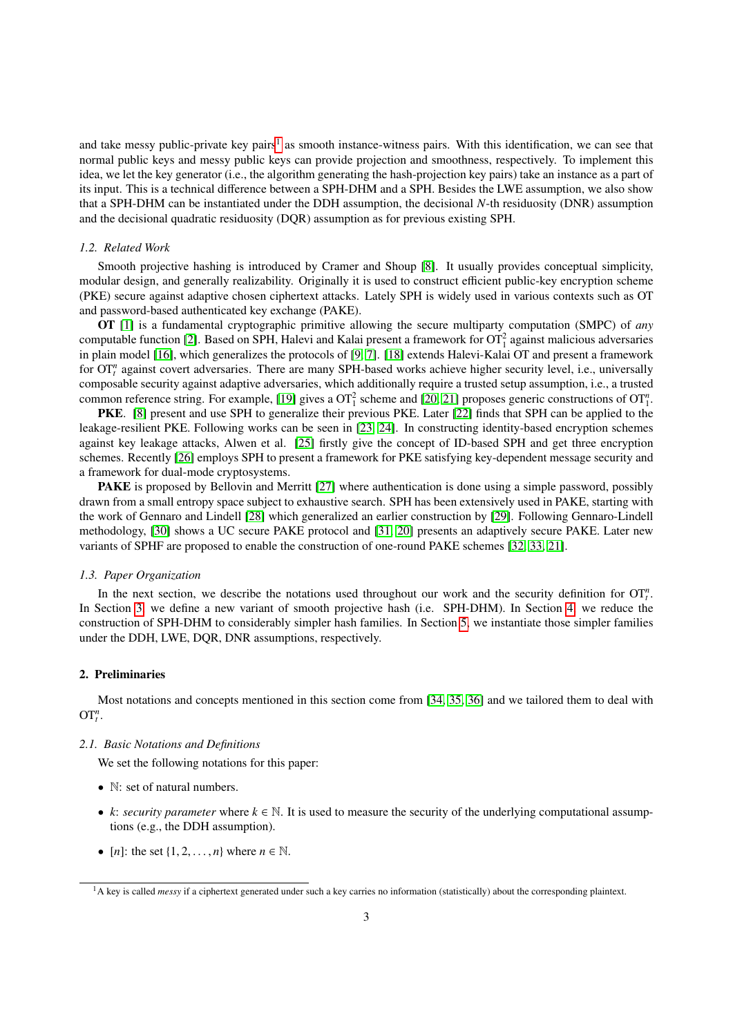and take messy public-private key pairs[1] as smooth instance-witness pairs. With this identification, we can see that normal public keys and messy public keys can provide projection and smoothness, respectively. To implement this idea, we let the key generator (i.e., the algorithm generating the hash-projection key pairs) take an instance as a part of its input. This is a technical difference between a SPH-DHM and a SPH. Besides the LWE assumption, we also show that a SPH-DHM can be instantiated under the DDH assumption, the decisional $N$-th residuosity (DNR) assumption and the decisional quadratic residuosity (DQR) assumption as for previous existing SPH.

### 1.2. Related Work

Smooth projective hashing is introduced by Cramer and Shoup [8]. It usually provides conceptual simplicity, modular design, and generally realizability. Originally it is used to construct efficient public-key encryption scheme (PKE) secure against adaptive chosen ciphertext attacks. Lately SPH is widely used in various contexts such as OT and password-based authenticated key exchange (PAKE).

**OT** [1] is a fundamental cryptographic primitive allowing the secure multiparty computation (SMPC) of *any* computable function [2]. Based on SPH, Halevi and Kalai present a framework for $\mathrm{OT}^2_1$ against malicious adversaries in plain model [16], which generalizes the protocols of [9, 7]. [18] extends Halevi-Kalai OT and present a framework for $\mathrm{OT}^n_t$ against covert adversaries. There are many SPH-based works achieve higher security level, i.e., universally composable security against adaptive adversaries, which additionally require a trusted setup assumption, i.e., a trusted common reference string. For example, [19] gives a $\mathrm{OT}^2_1$ scheme and [20, 21] proposes generic constructions of $\mathrm{OT}^n_1$.

**PKE**. [8] present and use SPH to generalize their previous PKE. Later [22] finds that SPH can be applied to the leakage-resilient PKE. Following works can be seen in [23, 24]. In constructing identity-based encryption schemes against key leakage attacks, Alwen et al. [25] firstly give the concept of ID-based SPH and get three encryption schemes. Recently [26] employs SPH to present a framework for PKE satisfying key-dependent message security and a framework for dual-mode cryptosystems.

**PAKE** is proposed by Bellovin and Merritt [27] where authentication is done using a simple password, possibly drawn from a small entropy space subject to exhaustive search. SPH has been extensively used in PAKE, starting with the work of Gennaro and Lindell [28] which generalized an earlier construction by [29]. Following Gennaro-Lindell methodology, [30] shows a UC secure PAKE protocol and [31, 20] presents an adaptively secure PAKE. Later new variants of SPHF are proposed to enable the construction of one-round PAKE schemes [32, 33, 21].

### 1.3. Paper Organization

In the next section, we describe the notations used throughout our work and the security definition for $\mathrm{OT}^n_t$. In Section 3, we define a new variant of smooth projective hash (i.e. SPH-DHM). In Section 4, we reduce the construction of SPH-DHM to considerably simpler hash families. In Section 5, we instantiate those simpler families under the DDH, LWE, DQR, DNR assumptions, respectively.

## 2. Preliminaries

Most notations and concepts mentioned in this section come from [34, 35, 36] and we tailored them to deal with $\mathrm{OT}^n_t$.

### 2.1. Basic Notations and Definitions

We set the following notations for this paper:

- $\mathbb{N}$: set of natural numbers.
- $k$: *security parameter* where $k \in \mathbb{N}$. It is used to measure the security of the underlying computational assumptions (e.g., the DDH assumption).
- $[n]$: the set $\{1, 2, \ldots, n\}$ where $n \in \mathbb{N}$.

[1] A key is called *messy* if a ciphertext generated under such a key carries no information (statistically) about the corresponding plaintext.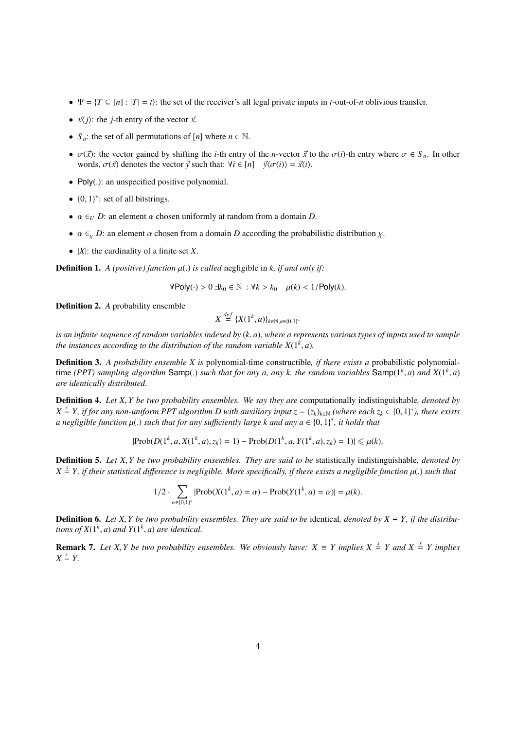- $\Psi = \{T \subseteq [n] : |T| = t\}$: the set of the receiver's all legal private inputs in $t$-out-of-$n$ oblivious transfer.
- $\vec{x}\langle j \rangle$: the $j$-th entry of the vector $\vec{x}$.
- $S_n$: the set of all permutations of $[n]$ where $n \in \mathbb{N}$.
- $\sigma(\vec{x})$: the vector gained by shifting the $i$-th entry of the $n$-vector $\vec{x}$ to the $\sigma(i)$-th entry where $\sigma \in S_n$. In other words, $\sigma(\vec{x})$ denotes the vector $\vec{y}$ such that: $\forall i \in [n] \quad \vec{y}\langle \sigma(i) \rangle = \vec{x}\langle i \rangle$.
- $\mathsf{Poly}(.)$: an unspecified positive polynomial.
- $\{0, 1\}^*$: set of all bitstrings.
- $\alpha \in_U D$: an element $\alpha$ chosen uniformly at random from a domain $D$.
- $\alpha \in_\chi D$: an element $\alpha$ chosen from a domain $D$ according the probabilistic distribution $\chi$.
- $|X|$: the cardinality of a finite set $X$.

**Definition 1.** *A (positive) function $\mu(.)$ is called* negligible *in $k$, if and only if:*

$$\forall \mathsf{Poly}(\cdot) > 0 \; \exists k_0 \in \mathbb{N} : \forall k > k_0 \quad \mu(k) < 1/\mathsf{Poly}(k).$$

**Definition 2.** *A* probability ensemble

$$X \stackrel{def}{=} \{X(1^k, a)\}_{k \in \mathbb{N}, a \in \{0,1\}^*}$$

*is an infinite sequence of random variables indexed by $(k, a)$, where $a$ represents various types of inputs used to sample the instances according to the distribution of the random variable $X(1^k, a)$.*

**Definition 3.** *A probability ensemble $X$ is* polynomial-time constructible*, if there exists a* probabilistic polynomial-time *(PPT) sampling algorithm $\mathsf{Samp}(.)$ such that for any $a$, any $k$, the random variables $\mathsf{Samp}(1^k, a)$ and $X(1^k, a)$ are identically distributed.*

**Definition 4.** *Let $X, Y$ be two probability ensembles. We say they are* computationally indistinguishable*, denoted by $X \stackrel{c}{=} Y$, if for any non-uniform PPT algorithm $D$ with auxiliary input $z = (z_k)_{k \in \mathbb{N}}$ (where each $z_k \in \{0, 1\}^*$), there exists a negligible function $\mu(.)$ such that for any sufficiently large $k$ and any $a \in \{0, 1\}^*$, it holds that*

$$|\mathrm{Prob}(D(1^k, a, X(1^k, a), z_k) = 1) - \mathrm{Prob}(D(1^k, a, Y(1^k, a), z_k) = 1)| \leqslant \mu(k).$$

**Definition 5.** *Let $X, Y$ be two probability ensembles. They are said to be* statistically indistinguishable*, denoted by $X \stackrel{s}{=} Y$, if their statistical difference is negligible. More specifically, if there exists a negligible function $\mu(.)$ such that*

$$1/2 \cdot \sum_{\alpha \in \{0,1\}^*} |\mathrm{Prob}(X(1^k, a) = \alpha) - \mathrm{Prob}(Y(1^k, a) = \alpha)| = \mu(k).$$

**Definition 6.** *Let $X, Y$ be two probability ensembles. They are said to be* identical*, denoted by $X \equiv Y$, if the distributions of $X(1^k, a)$ and $Y(1^k, a)$ are identical.*

**Remark 7.** *Let $X, Y$ be two probability ensembles. We obviously have: $X \equiv Y$ implies $X \stackrel{s}{=} Y$ and $X \stackrel{s}{=} Y$ implies $X \stackrel{c}{=} Y$.*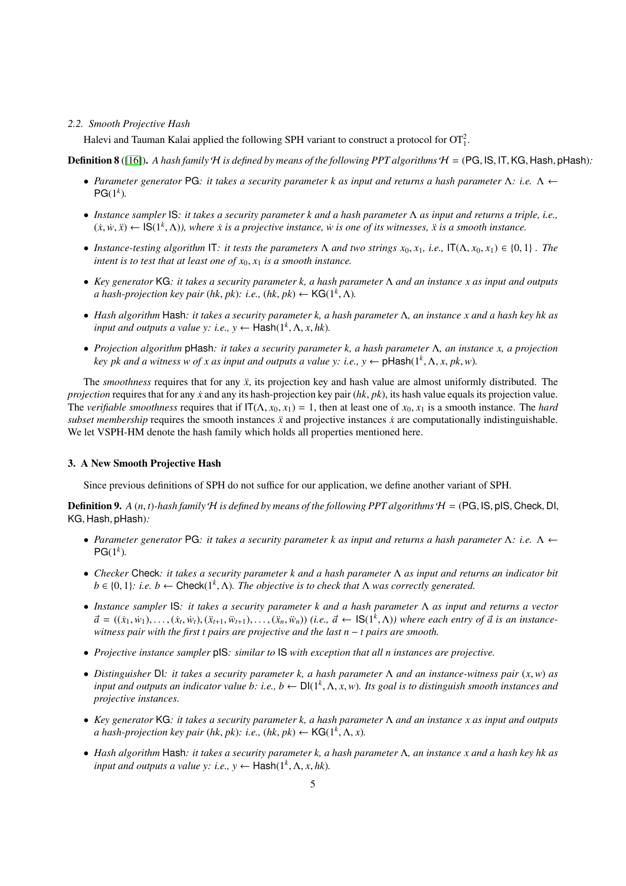### 2.2. Smooth Projective Hash

Halevi and Tauman Kalai applied the following SPH variant to construct a protocol for $\mathrm{OT}_1^2$.

**Definition 8** ([16]). *A hash family $\mathcal{H}$ is defined by means of the following PPT algorithms $\mathcal{H} = (\mathsf{PG}, \mathsf{IS}, \mathsf{IT}, \mathsf{KG}, \mathsf{Hash}, \mathsf{pHash})$:*

- *Parameter generator* $\mathsf{PG}$*: it takes a security parameter $k$ as input and returns a hash parameter $\Lambda$: i.e. $\Lambda \leftarrow \mathsf{PG}(1^k)$.*
- *Instance sampler* $\mathsf{IS}$*: it takes a security parameter $k$ and a hash parameter $\Lambda$ as input and returns a triple, i.e., $(\dot{x}, \dot{w}, \ddot{x}) \leftarrow \mathsf{IS}(1^k, \Lambda)$), where $\dot{x}$ is a projective instance, $\dot{w}$ is one of its witnesses, $\ddot{x}$ is a smooth instance.*
- *Instance-testing algorithm* $\mathsf{IT}$*: it tests the parameters $\Lambda$ and two strings $x_0, x_1$, i.e., $\mathsf{IT}(\Lambda, x_0, x_1) \in \{0, 1\}$ . The intent is to test that at least one of $x_0, x_1$ is a smooth instance.*
- *Key generator* $\mathsf{KG}$*: it takes a security parameter $k$, a hash parameter $\Lambda$ and an instance $x$ as input and outputs a hash-projection key pair $(hk, pk)$: i.e., $(hk, pk) \leftarrow \mathsf{KG}(1^k, \Lambda)$.*
- *Hash algorithm* $\mathsf{Hash}$*: it takes a security parameter $k$, a hash parameter $\Lambda$, an instance $x$ and a hash key $hk$ as input and outputs a value $y$: i.e., $y \leftarrow \mathsf{Hash}(1^k, \Lambda, x, hk)$.*
- *Projection algorithm* $\mathsf{pHash}$*: it takes a security parameter $k$, a hash parameter $\Lambda$, an instance $x$, a projection key $pk$ and a witness $w$ of $x$ as input and outputs a value $y$: i.e., $y \leftarrow \mathsf{pHash}(1^k, \Lambda, x, pk, w)$.*

The *smoothness* requires that for any $\ddot{x}$, its projection key and hash value are almost uniformly distributed. The *projection* requires that for any $\dot{x}$ and any its hash-projection key pair $(hk, pk)$, its hash value equals its projection value. The *verifiable smoothness* requires that if $\mathsf{IT}(\Lambda, x_0, x_1) = 1$, then at least one of $x_0, x_1$ is a smooth instance. The *hard subset membership* requires the smooth instances $\ddot{x}$ and projective instances $\dot{x}$ are computationally indistinguishable. We let VSPH-HM denote the hash family which holds all properties mentioned here.

## 3. A New Smooth Projective Hash

Since previous definitions of SPH do not suffice for our application, we define another variant of SPH.

**Definition 9.** *A $(n, t)$-hash family $\mathcal{H}$ is defined by means of the following PPT algorithms $\mathcal{H} = (\mathsf{PG}, \mathsf{IS}, \mathsf{pIS}, \mathsf{Check}, \mathsf{DI}, \mathsf{KG}, \mathsf{Hash}, \mathsf{pHash})$:*

- *Parameter generator* $\mathsf{PG}$*: it takes a security parameter $k$ as input and returns a hash parameter $\Lambda$: i.e. $\Lambda \leftarrow \mathsf{PG}(1^k)$.*
- *Checker* $\mathsf{Check}$*: it takes a security parameter $k$ and a hash parameter $\Lambda$ as input and returns an indicator bit $b \in \{0, 1\}$: i.e. $b \leftarrow \mathsf{Check}(1^k, \Lambda)$. The objective is to check that $\Lambda$ was correctly generated.*
- *Instance sampler* $\mathsf{IS}$*: it takes a security parameter $k$ and a hash parameter $\Lambda$ as input and returns a vector $\vec{a} = ((\dot{x}_1, \dot{w}_1), \ldots, (\dot{x}_t, \dot{w}_t), (\ddot{x}_{t+1}, \ddot{w}_{t+1}), \ldots, (\ddot{x}_n, \ddot{w}_n))$ (i.e., $\vec{a} \leftarrow \mathsf{IS}(1^k, \Lambda)$) where each entry of $\vec{a}$ is an instance-witness pair with the first $t$ pairs are projective and the last $n - t$ pairs are smooth.*
- *Projective instance sampler* $\mathsf{pIS}$*: similar to* $\mathsf{IS}$ *with exception that all $n$ instances are projective.*
- *Distinguisher* $\mathsf{DI}$*: it takes a security parameter $k$, a hash parameter $\Lambda$ and an instance-witness pair $(x, w)$ as input and outputs an indicator value $b$: i.e., $b \leftarrow \mathsf{DI}(1^k, \Lambda, x, w)$. Its goal is to distinguish smooth instances and projective instances.*
- *Key generator* $\mathsf{KG}$*: it takes a security parameter $k$, a hash parameter $\Lambda$ and an instance $x$ as input and outputs a hash-projection key pair $(hk, pk)$: i.e., $(hk, pk) \leftarrow \mathsf{KG}(1^k, \Lambda, x)$.*
- *Hash algorithm* $\mathsf{Hash}$*: it takes a security parameter $k$, a hash parameter $\Lambda$, an instance $x$ and a hash key $hk$ as input and outputs a value $y$: i.e., $y \leftarrow \mathsf{Hash}(1^k, \Lambda, x, hk)$.*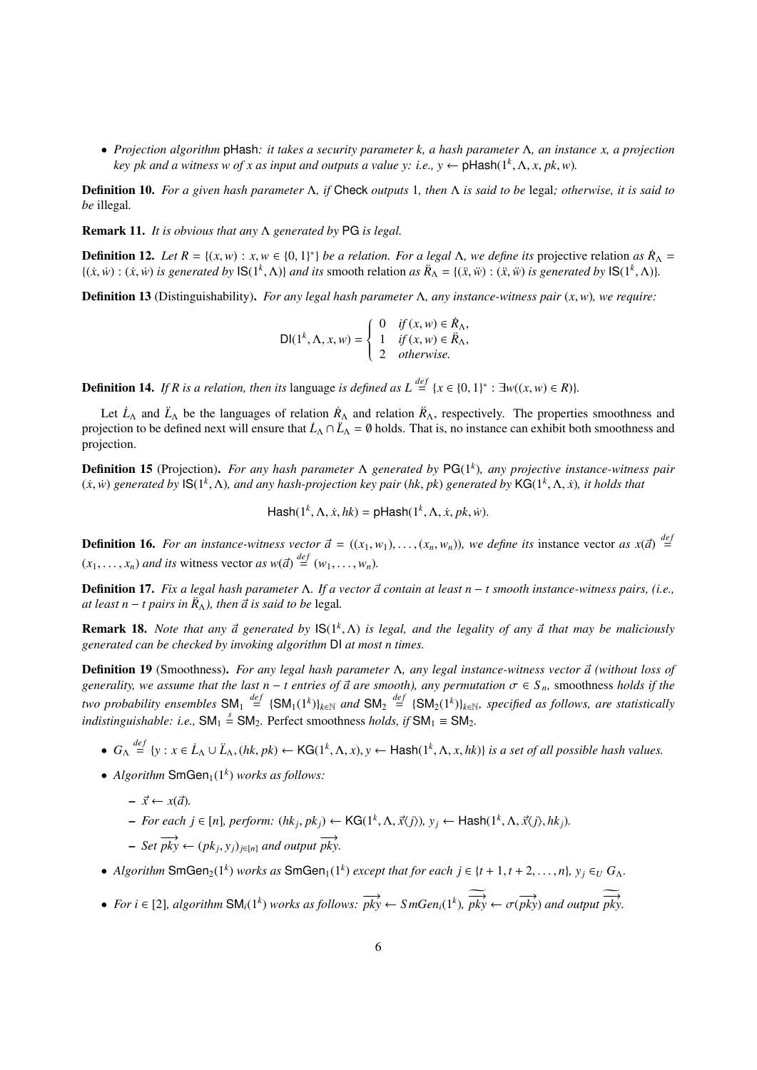- *Projection algorithm* pHash*: it takes a security parameter $k$, a hash parameter $\Lambda$, an instance $x$, a projection key $pk$ and a witness $w$ of $x$ as input and outputs a value $y$: i.e., $y \leftarrow \mathsf{pHash}(1^k, \Lambda, x, pk, w)$.*

**Definition 10.** *For a given hash parameter $\Lambda$, if* Check *outputs* 1*, then $\Lambda$ is said to be* legal*; otherwise, it is said to be* illegal*.*

**Remark 11.** *It is obvious that any $\Lambda$ generated by* PG *is legal.*

**Definition 12.** *Let $R = \{(x, w) : x, w \in \{0, 1\}^*\}$ be a relation. For a legal $\Lambda$, we define its* projective relation *as $\dot{R}_\Lambda = \{(\dot{x}, \dot{w}) : (\dot{x}, \dot{w})$ is generated by $\mathsf{IS}(1^k, \Lambda)\}$ and its* smooth relation *as $\ddot{R}_\Lambda = \{(\ddot{x}, \ddot{w}) : (\ddot{x}, \ddot{w})$ is generated by $\mathsf{IS}(1^k, \Lambda)\}$.*

**Definition 13** (Distinguishability)**.** *For any legal hash parameter $\Lambda$, any instance-witness pair $(x, w)$, we require:*

$$\mathsf{DI}(1^k, \Lambda, x, w) = \begin{cases} 0 & \text{if } (x, w) \in \dot{R}_\Lambda, \\ 1 & \text{if } (x, w) \in \ddot{R}_\Lambda, \\ 2 & \text{otherwise.} \end{cases}$$

**Definition 14.** *If $R$ is a relation, then its* language *is defined as $L \stackrel{def}{=} \{x \in \{0, 1\}^* : \exists w((x, w) \in R)\}$.*

Let $\dot{L}_\Lambda$ and $\ddot{L}_\Lambda$ be the languages of relation $\dot{R}_\Lambda$ and relation $\ddot{R}_\Lambda$, respectively. The properties smoothness and projection to be defined next will ensure that $\dot{L}_\Lambda \cap \ddot{L}_\Lambda = \emptyset$ holds. That is, no instance can exhibit both smoothness and projection.

**Definition 15** (Projection)**.** *For any hash parameter $\Lambda$ generated by $\mathsf{PG}(1^k)$, any projective instance-witness pair $(\dot{x}, \dot{w})$ generated by $\mathsf{IS}(1^k, \Lambda)$, and any hash-projection key pair $(hk, pk)$ generated by $\mathsf{KG}(1^k, \Lambda, \dot{x})$, it holds that*

$$\mathsf{Hash}(1^k, \Lambda, \dot{x}, hk) = \mathsf{pHash}(1^k, \Lambda, \dot{x}, pk, \dot{w}).$$

**Definition 16.** *For an instance-witness vector $\vec{a} = ((x_1, w_1), \ldots, (x_n, w_n))$, we define its* instance vector *as $x(\vec{a}) \stackrel{def}{=} (x_1, \ldots, x_n)$ and its* witness vector *as $w(\vec{a}) \stackrel{def}{=} (w_1, \ldots, w_n)$.*

**Definition 17.** *Fix a legal hash parameter $\Lambda$. If a vector $\vec{a}$ contain at least $n - t$ smooth instance-witness pairs, (i.e., at least $n - t$ pairs in $\ddot{R}_\Lambda$), then $\vec{a}$ is said to be* legal*.*

**Remark 18.** *Note that any $\vec{a}$ generated by $\mathsf{IS}(1^k, \Lambda)$ is legal, and the legality of any $\vec{a}$ that may be maliciously generated can be checked by invoking algorithm* DI *at most $n$ times.*

**Definition 19** (Smoothness)**.** *For any legal hash parameter $\Lambda$, any legal instance-witness vector $\vec{a}$ (without loss of generality, we assume that the last $n - t$ entries of $\vec{a}$ are smooth), any permutation $\sigma \in S_n$,* smoothness *holds if the two probability ensembles $\mathsf{SM}_1 \stackrel{def}{=} \{\mathsf{SM}_1(1^k)\}_{k \in \mathbb{N}}$ and $\mathsf{SM}_2 \stackrel{def}{=} \{\mathsf{SM}_2(1^k)\}_{k \in \mathbb{N}}$, specified as follows, are statistically indistinguishable: i.e., $\mathsf{SM}_1 \stackrel{s}{=} \mathsf{SM}_2$.* Perfect smoothness *holds, if $\mathsf{SM}_1 \equiv \mathsf{SM}_2$.*

- *$G_\Lambda \stackrel{def}{=} \{y : x \in \dot{L}_\Lambda \cup \ddot{L}_\Lambda, (hk, pk) \leftarrow \mathsf{KG}(1^k, \Lambda, x), y \leftarrow \mathsf{Hash}(1^k, \Lambda, x, hk)\}$ is a set of all possible hash values.*
- *Algorithm $\mathsf{SmGen}_1(1^k)$ works as follows:*
  - *$\vec{x} \leftarrow x(\vec{a})$.*
  - *For each $j \in [n]$, perform: $(hk_j, pk_j) \leftarrow \mathsf{KG}(1^k, \Lambda, \vec{x}\langle j \rangle)$, $y_j \leftarrow \mathsf{Hash}(1^k, \Lambda, \vec{x}\langle j \rangle, hk_j)$.*
  - *Set $\overrightarrow{pky} \leftarrow (pk_j, y_j)_{j \in [n]}$ and output $\overrightarrow{pky}$.*
- *Algorithm $\mathsf{SmGen}_2(1^k)$ works as $\mathsf{SmGen}_1(1^k)$ except that for each $j \in \{t + 1, t + 2, \ldots, n\}$, $y_j \in_U G_\Lambda$.*
- *For $i \in [2]$, algorithm $\mathsf{SM}_i(1^k)$ works as follows: $\overrightarrow{pky} \leftarrow SmGen_i(1^k)$, $\widetilde{\overrightarrow{pky}} \leftarrow \sigma(\overrightarrow{pky})$ and output $\widetilde{\overrightarrow{pky}}$.*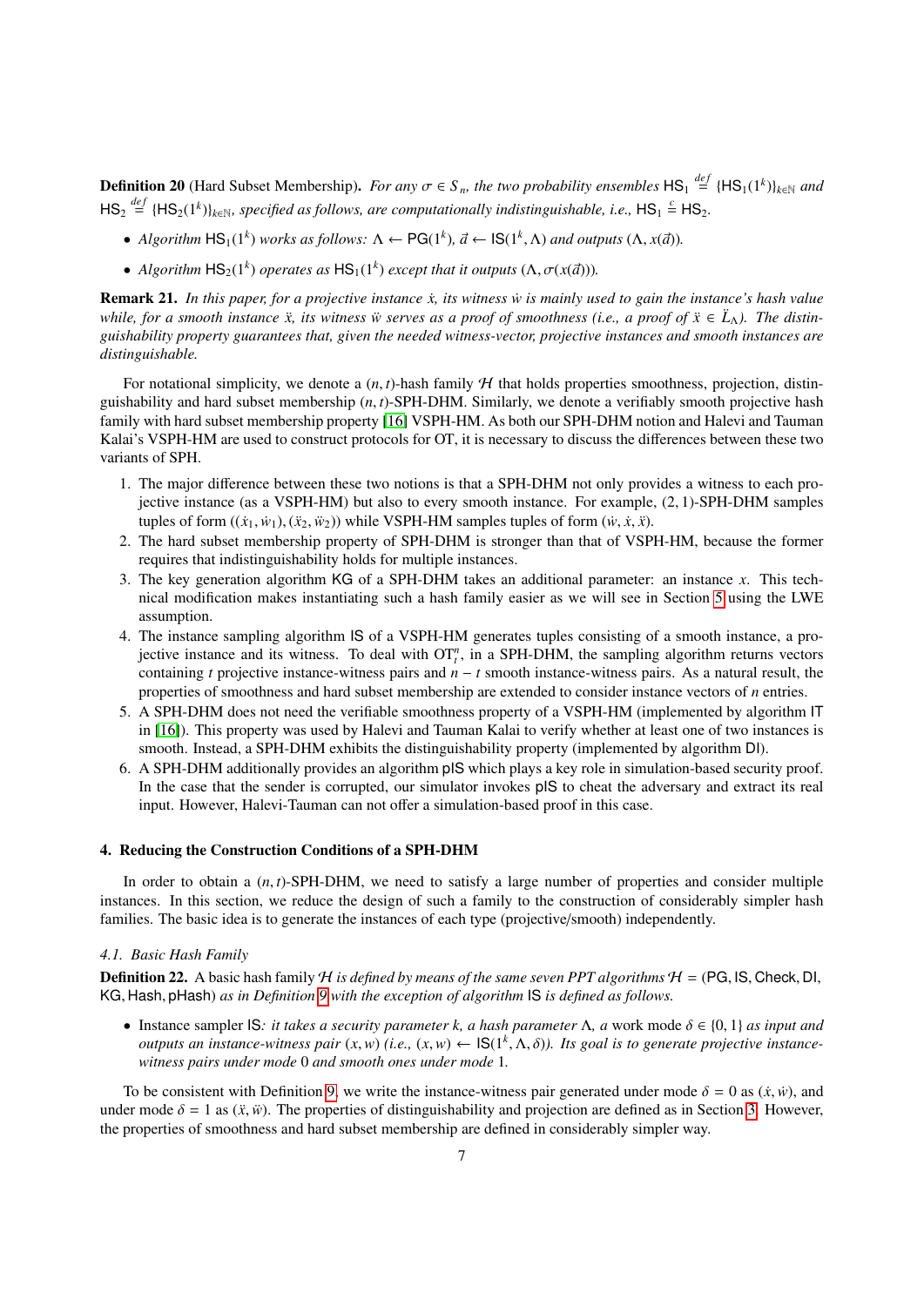**Definition 20** (Hard Subset Membership). *For any $\sigma \in S_n$, the two probability ensembles $\mathsf{HS}_1 \stackrel{def}{=} \{\mathsf{HS}_1(1^k)\}_{k\in\mathbb{N}}$ and $\mathsf{HS}_2 \stackrel{def}{=} \{\mathsf{HS}_2(1^k)\}_{k\in\mathbb{N}}$, specified as follows, are computationally indistinguishable, i.e., $\mathsf{HS}_1 \stackrel{c}{=} \mathsf{HS}_2$.*

- *Algorithm $\mathsf{HS}_1(1^k)$ works as follows: $\Lambda \leftarrow \mathsf{PG}(1^k)$, $\vec{a} \leftarrow \mathsf{IS}(1^k, \Lambda)$ and outputs $(\Lambda, x(\vec{a}))$.*
- *Algorithm $\mathsf{HS}_2(1^k)$ operates as $\mathsf{HS}_1(1^k)$ except that it outputs $(\Lambda, \sigma(x(\vec{a})))$.*

**Remark 21.** *In this paper, for a projective instance $\dot{x}$, its witness $\dot{w}$ is mainly used to gain the instance's hash value while, for a smooth instance $\ddot{x}$, its witness $\ddot{w}$ serves as a proof of smoothness (i.e., a proof of $\ddot{x} \in \ddot{L}_\Lambda$). The distinguishability property guarantees that, given the needed witness-vector, projective instances and smooth instances are distinguishable.*

For notational simplicity, we denote a $(n, t)$-hash family $\mathcal{H}$ that holds properties smoothness, projection, distinguishability and hard subset membership $(n, t)$-SPH-DHM. Similarly, we denote a verifiably smooth projective hash family with hard subset membership property [16] VSPH-HM. As both our SPH-DHM notion and Halevi and Tauman Kalai's VSPH-HM are used to construct protocols for OT, it is necessary to discuss the differences between these two variants of SPH.

1. The major difference between these two notions is that a SPH-DHM not only provides a witness to each projective instance (as a VSPH-HM) but also to every smooth instance. For example, $(2, 1)$-SPH-DHM samples tuples of form $((\dot{x}_1, \dot{w}_1), (\ddot{x}_2, \ddot{w}_2))$ while VSPH-HM samples tuples of form $(\dot{w}, \dot{x}, \ddot{x})$.
2. The hard subset membership property of SPH-DHM is stronger than that of VSPH-HM, because the former requires that indistinguishability holds for multiple instances.
3. The key generation algorithm $\mathsf{KG}$ of a SPH-DHM takes an additional parameter: an instance $x$. This technical modification makes instantiating such a hash family easier as we will see in Section 5 using the LWE assumption.
4. The instance sampling algorithm $\mathsf{IS}$ of a VSPH-HM generates tuples consisting of a smooth instance, a projective instance and its witness. To deal with $\mathrm{OT}_t^n$, in a SPH-DHM, the sampling algorithm returns vectors containing $t$ projective instance-witness pairs and $n - t$ smooth instance-witness pairs. As a natural result, the properties of smoothness and hard subset membership are extended to consider instance vectors of $n$ entries.
5. A SPH-DHM does not need the verifiable smoothness property of a VSPH-HM (implemented by algorithm $\mathsf{IT}$ in [16]). This property was used by Halevi and Tauman Kalai to verify whether at least one of two instances is smooth. Instead, a SPH-DHM exhibits the distinguishability property (implemented by algorithm $\mathsf{DI}$).
6. A SPH-DHM additionally provides an algorithm $\mathsf{pIS}$ which plays a key role in simulation-based security proof. In the case that the sender is corrupted, our simulator invokes $\mathsf{pIS}$ to cheat the adversary and extract its real input. However, Halevi-Tauman can not offer a simulation-based proof in this case.

## 4. Reducing the Construction Conditions of a SPH-DHM

In order to obtain a $(n, t)$-SPH-DHM, we need to satisfy a large number of properties and consider multiple instances. In this section, we reduce the design of such a family to the construction of considerably simpler hash families. The basic idea is to generate the instances of each type (projective/smooth) independently.

### 4.1. Basic Hash Family

**Definition 22.** A basic hash family *$\mathcal{H}$ is defined by means of the same seven PPT algorithms $\mathcal{H} = (\mathsf{PG}, \mathsf{IS}, \mathsf{Check}, \mathsf{DI}, \mathsf{KG}, \mathsf{Hash}, \mathsf{pHash})$ as in Definition 9 with the exception of algorithm $\mathsf{IS}$ is defined as follows.*

- Instance sampler $\mathsf{IS}$*: it takes a security parameter $k$, a hash parameter $\Lambda$, a* work mode *$\delta \in \{0, 1\}$ as input and outputs an instance-witness pair $(x, w)$ (i.e., $(x, w) \leftarrow \mathsf{IS}(1^k, \Lambda, \delta)$). Its goal is to generate projective instance-witness pairs under mode 0 and smooth ones under mode 1.*

To be consistent with Definition 9, we write the instance-witness pair generated under mode $\delta = 0$ as $(\dot{x}, \dot{w})$, and under mode $\delta = 1$ as $(\ddot{x}, \ddot{w})$. The properties of distinguishability and projection are defined as in Section 3. However, the properties of smoothness and hard subset membership are defined in considerably simpler way.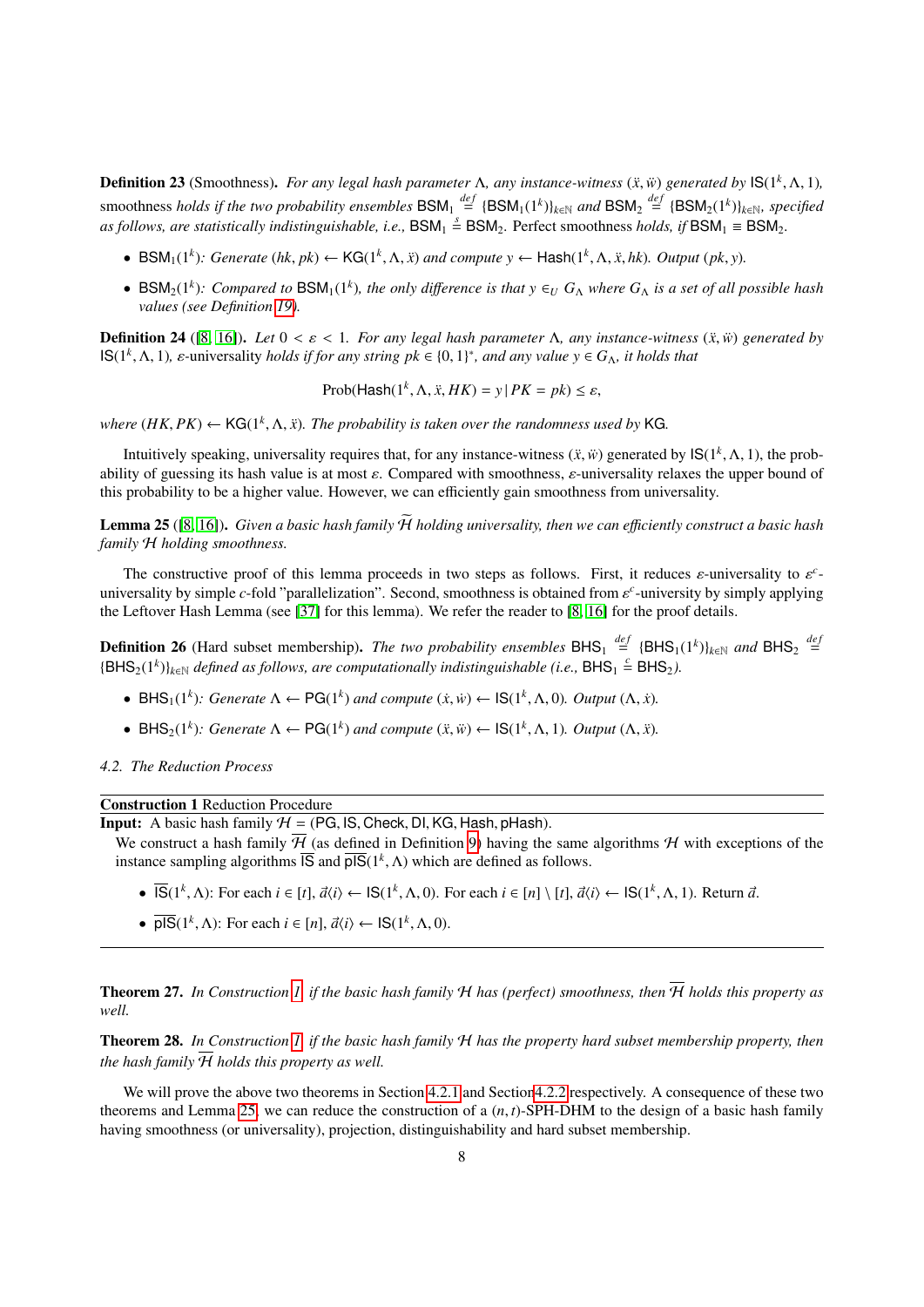**Definition 23** (Smoothness). *For any legal hash parameter $\Lambda$, any instance-witness $(\ddot{x}, \ddot{w})$ generated by $\mathsf{IS}(1^k, \Lambda, 1)$,* smoothness *holds if the two probability ensembles $\mathsf{BSM}_1 \stackrel{def}{=} \{\mathsf{BSM}_1(1^k)\}_{k \in \mathbb{N}}$ and $\mathsf{BSM}_2 \stackrel{def}{=} \{\mathsf{BSM}_2(1^k)\}_{k \in \mathbb{N}}$, specified as follows, are statistically indistinguishable, i.e., $\mathsf{BSM}_1 \stackrel{s}{=} \mathsf{BSM}_2$.* Perfect smoothness *holds, if $\mathsf{BSM}_1 \equiv \mathsf{BSM}_2$.*

- $\mathsf{BSM}_1(1^k)$*: Generate $(hk, pk) \leftarrow \mathsf{KG}(1^k, \Lambda, \ddot{x})$ and compute $y \leftarrow \mathsf{Hash}(1^k, \Lambda, \ddot{x}, hk)$. Output $(pk, y)$.*
- $\mathsf{BSM}_2(1^k)$*: Compared to $\mathsf{BSM}_1(1^k)$, the only difference is that $y \in_U G_\Lambda$ where $G_\Lambda$ is a set of all possible hash values (see Definition 19).*

**Definition 24** ([8, 16]). *Let $0 < \varepsilon < 1$. For any legal hash parameter $\Lambda$, any instance-witness $(\ddot{x}, \ddot{w})$ generated by $\mathsf{IS}(1^k, \Lambda, 1)$,* $\varepsilon$-universality *holds if for any string $pk \in \{0,1\}^*$, and any value $y \in G_\Lambda$, it holds that*

$$\mathrm{Prob}(\mathsf{Hash}(1^k, \Lambda, \ddot{x}, HK) = y \,|\, PK = pk) \leq \varepsilon,$$

*where $(HK, PK) \leftarrow \mathsf{KG}(1^k, \Lambda, \ddot{x})$. The probability is taken over the randomness used by* $\mathsf{KG}$.

Intuitively speaking, universality requires that, for any instance-witness $(\ddot{x}, \ddot{w})$ generated by $\mathsf{IS}(1^k, \Lambda, 1)$, the probability of guessing its hash value is at most $\varepsilon$. Compared with smoothness, $\varepsilon$-universality relaxes the upper bound of this probability to be a higher value. However, we can efficiently gain smoothness from universality.

**Lemma 25** ([8, 16]). *Given a basic hash family $\widetilde{\mathcal{H}}$ holding universality, then we can efficiently construct a basic hash family $\mathcal{H}$ holding smoothness.*

The constructive proof of this lemma proceeds in two steps as follows. First, it reduces $\varepsilon$-universality to $\varepsilon^c$-universality by simple $c$-fold "parallelization". Second, smoothness is obtained from $\varepsilon^c$-university by simply applying the Leftover Hash Lemma (see [37] for this lemma). We refer the reader to [8, 16] for the proof details.

**Definition 26** (Hard subset membership). *The two probability ensembles $\mathsf{BHS}_1 \stackrel{def}{=} \{\mathsf{BHS}_1(1^k)\}_{k \in \mathbb{N}}$ and $\mathsf{BHS}_2 \stackrel{def}{=} \{\mathsf{BHS}_2(1^k)\}_{k \in \mathbb{N}}$ defined as follows, are computationally indistinguishable (i.e., $\mathsf{BHS}_1 \stackrel{c}{=} \mathsf{BHS}_2$).*

- $\mathsf{BHS}_1(1^k)$*: Generate $\Lambda \leftarrow \mathsf{PG}(1^k)$ and compute $(\dot{x}, \dot{w}) \leftarrow \mathsf{IS}(1^k, \Lambda, 0)$. Output $(\Lambda, \dot{x})$.*
- $\mathsf{BHS}_2(1^k)$*: Generate $\Lambda \leftarrow \mathsf{PG}(1^k)$ and compute $(\ddot{x}, \ddot{w}) \leftarrow \mathsf{IS}(1^k, \Lambda, 1)$. Output $(\Lambda, \ddot{x})$.*

*4.2. The Reduction Process*

**Construction 1** Reduction Procedure

**Input:** A basic hash family $\mathcal{H} = (\mathsf{PG}, \mathsf{IS}, \mathsf{Check}, \mathsf{DI}, \mathsf{KG}, \mathsf{Hash}, \mathsf{pHash})$.

We construct a hash family $\overline{\mathcal{H}}$ (as defined in Definition 9) having the same algorithms $\mathcal{H}$ with exceptions of the instance sampling algorithms $\overline{\mathsf{IS}}$ and $\overline{\mathsf{pIS}}(1^k, \Lambda)$ which are defined as follows.

- $\overline{\mathsf{IS}}(1^k, \Lambda)$: For each $i \in [t]$, $\vec{a}\langle i \rangle \leftarrow \mathsf{IS}(1^k, \Lambda, 0)$. For each $i \in [n] \setminus [t]$, $\vec{a}\langle i \rangle \leftarrow \mathsf{IS}(1^k, \Lambda, 1)$. Return $\vec{a}$.
- $\overline{\mathsf{pIS}}(1^k, \Lambda)$: For each $i \in [n]$, $\vec{a}\langle i \rangle \leftarrow \mathsf{IS}(1^k, \Lambda, 0)$.

**Theorem 27.** *In Construction 1, if the basic hash family $\mathcal{H}$ has (perfect) smoothness, then $\overline{\mathcal{H}}$ holds this property as well.*

**Theorem 28.** *In Construction 1, if the basic hash family $\mathcal{H}$ has the property hard subset membership property, then the hash family $\overline{\mathcal{H}}$ holds this property as well.*

We will prove the above two theorems in Section 4.2.1 and Section 4.2.2 respectively. A consequence of these two theorems and Lemma 25, we can reduce the construction of a $(n, t)$-SPH-DHM to the design of a basic hash family having smoothness (or universality), projection, distinguishability and hard subset membership.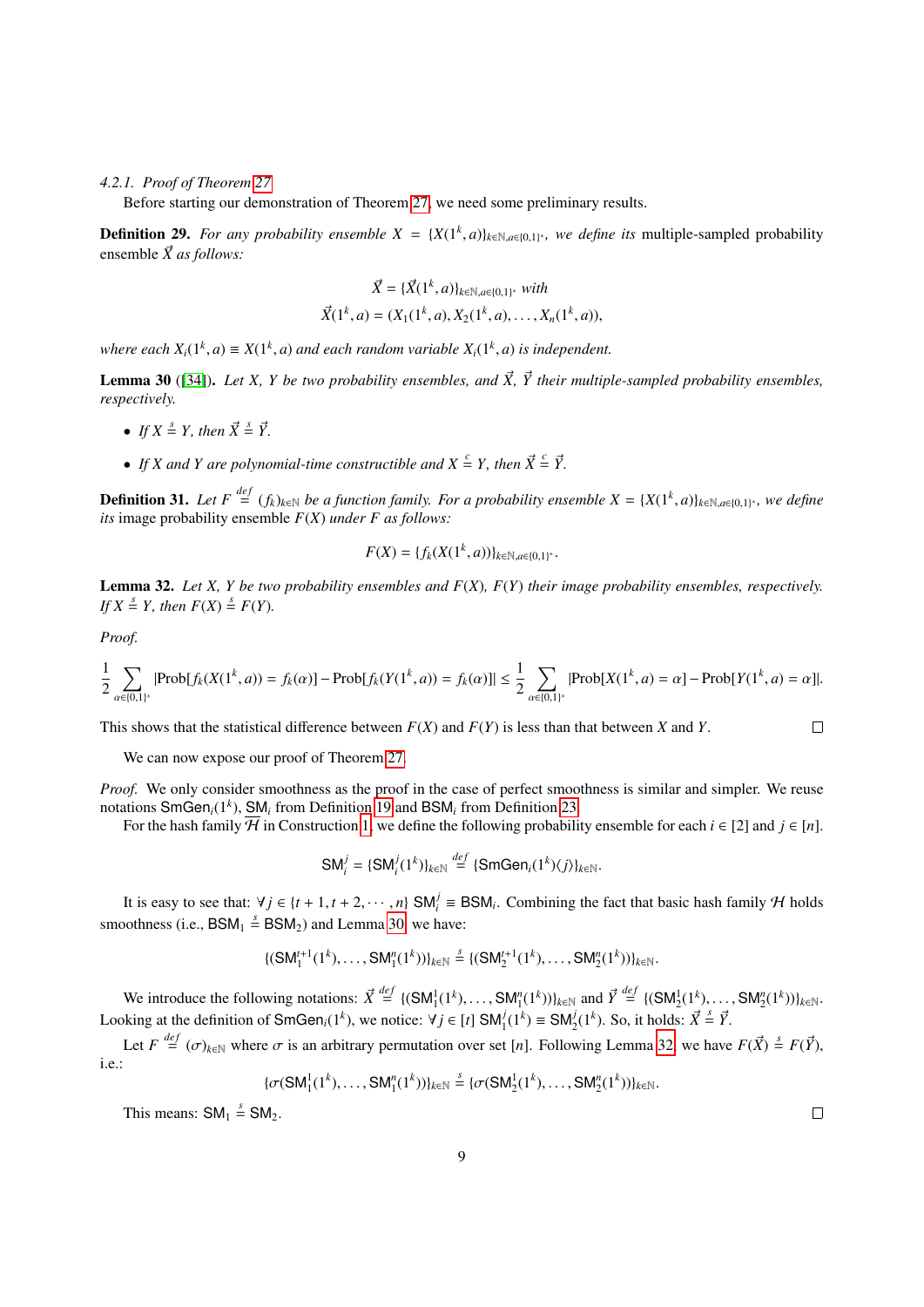*4.2.1. Proof of Theorem 27*

Before starting our demonstration of Theorem 27, we need some preliminary results.

**Definition 29.** *For any probability ensemble $X = \{X(1^k, a)\}_{k\in\mathbb{N}, a\in\{0,1\}^*}$, we define its* multiple-sampled probability ensemble *$\vec{X}$ as follows:*

$$\vec{X} = \{\vec{X}(1^k, a)\}_{k\in\mathbb{N}, a\in\{0,1\}^*} \text{ with}$$
$$\vec{X}(1^k, a) = (X_1(1^k, a), X_2(1^k, a), \dots, X_n(1^k, a)),$$

*where each $X_i(1^k, a) \equiv X(1^k, a)$ and each random variable $X_i(1^k, a)$ is independent.*

**Lemma 30** ([34]). *Let $X$, $Y$ be two probability ensembles, and $\vec{X}$, $\vec{Y}$ their multiple-sampled probability ensembles, respectively.*

- *If $X \overset{s}{=} Y$, then $\vec{X} \overset{s}{=} \vec{Y}$.*
- *If $X$ and $Y$ are polynomial-time constructible and $X \overset{c}{=} Y$, then $\vec{X} \overset{c}{=} \vec{Y}$.*

**Definition 31.** *Let $F \overset{def}{=} (f_k)_{k\in\mathbb{N}}$ be a function family. For a probability ensemble $X = \{X(1^k, a)\}_{k\in\mathbb{N}, a\in\{0,1\}^*}$, we define its* image probability ensemble *$F(X)$ under $F$ as follows:*

$$F(X) = \{f_k(X(1^k, a))\}_{k\in\mathbb{N}, a\in\{0,1\}^*}.$$

**Lemma 32.** *Let $X$, $Y$ be two probability ensembles and $F(X)$, $F(Y)$ their image probability ensembles, respectively. If $X \overset{s}{=} Y$, then $F(X) \overset{s}{=} F(Y)$.*

*Proof.*

$$\frac{1}{2}\sum_{\alpha\in\{0,1\}^*} |\text{Prob}[f_k(X(1^k, a)) = f_k(\alpha)] - \text{Prob}[f_k(Y(1^k, a)) = f_k(\alpha)]| \le \frac{1}{2}\sum_{\alpha\in\{0,1\}^*} |\text{Prob}[X(1^k, a) = \alpha] - \text{Prob}[Y(1^k, a) = \alpha]|.$$

This shows that the statistical difference between $F(X)$ and $F(Y)$ is less than that between $X$ and $Y$. □

We can now expose our proof of Theorem 27.

*Proof.* We only consider smoothness as the proof in the case of perfect smoothness is similar and simpler. We reuse notations $\mathsf{SmGen}_i(1^k)$, $\mathsf{SM}_i$ from Definition 19 and $\mathsf{BSM}_i$ from Definition 23.

For the hash family $\mathcal{H}$ in Construction 1, we define the following probability ensemble for each $i \in [2]$ and $j \in [n]$.

$$\mathsf{SM}_i^j = \{\mathsf{SM}_i^j(1^k)\}_{k\in\mathbb{N}} \overset{def}{=} \{\mathsf{SmGen}_i(1^k)\langle j\rangle\}_{k\in\mathbb{N}}.$$

It is easy to see that: $\forall j \in \{t+1, t+2, \cdots, n\}$ $\mathsf{SM}_i^j \equiv \mathsf{BSM}_i$. Combining the fact that basic hash family $\mathcal{H}$ holds smoothness (i.e., $\mathsf{BSM}_1 \overset{s}{=} \mathsf{BSM}_2$) and Lemma 30, we have:

$$\{(\mathsf{SM}_1^{t+1}(1^k), \dots, \mathsf{SM}_1^n(1^k))\}_{k\in\mathbb{N}} \overset{s}{=} \{(\mathsf{SM}_2^{t+1}(1^k), \dots, \mathsf{SM}_2^n(1^k))\}_{k\in\mathbb{N}}.$$

We introduce the following notations: $\vec{X} \overset{def}{=} \{(\mathsf{SM}_1^1(1^k), \dots, \mathsf{SM}_1^n(1^k))\}_{k\in\mathbb{N}}$ and $\vec{Y} \overset{def}{=} \{(\mathsf{SM}_2^1(1^k), \dots, \mathsf{SM}_2^n(1^k))\}_{k\in\mathbb{N}}$. Looking at the definition of $\mathsf{SmGen}_i(1^k)$, we notice: $\forall j \in [t]$ $\mathsf{SM}_1^j(1^k) \equiv \mathsf{SM}_2^j(1^k)$. So, it holds: $\vec{X} \overset{s}{=} \vec{Y}$.

Let $F \overset{def}{=} (\sigma)_{k\in\mathbb{N}}$ where $\sigma$ is an arbitrary permutation over set $[n]$. Following Lemma 32, we have $F(\vec{X}) \overset{s}{=} F(\vec{Y})$, i.e.:

$$\{\sigma(\mathsf{SM}_1^1(1^k), \dots, \mathsf{SM}_1^n(1^k))\}_{k\in\mathbb{N}} \overset{s}{=} \{\sigma(\mathsf{SM}_2^1(1^k), \dots, \mathsf{SM}_2^n(1^k))\}_{k\in\mathbb{N}}.$$

This means: $\mathsf{SM}_1 \overset{s}{=} \mathsf{SM}_2$. □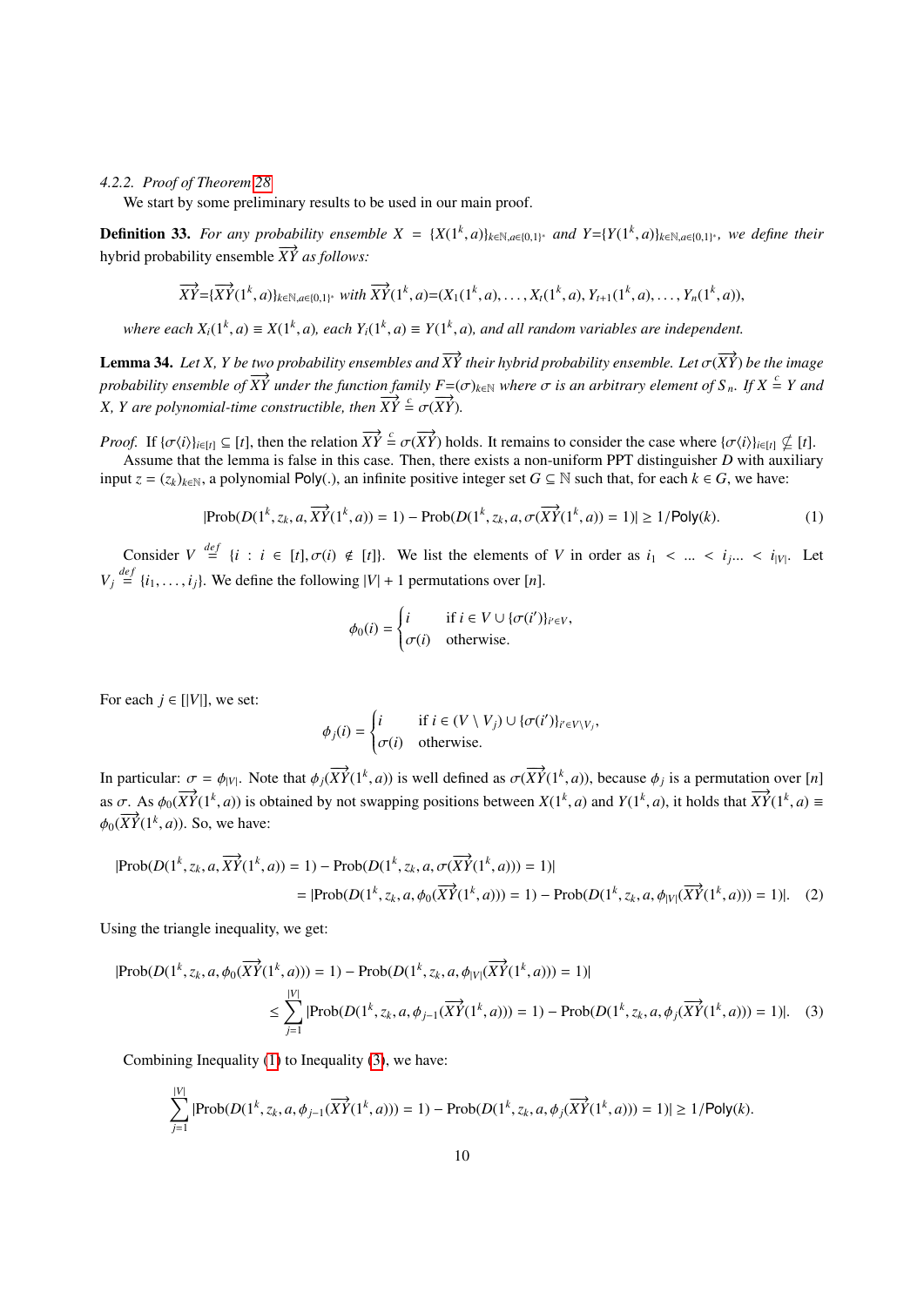#### 4.2.2. Proof of Theorem 28

We start by some preliminary results to be used in our main proof.

**Definition 33.** *For any probability ensemble $X = \{X(1^k, a)\}_{k\in\mathbb{N}, a\in\{0,1\}^*}$ and $Y=\{Y(1^k, a)\}_{k\in\mathbb{N}, a\in\{0,1\}^*}$, we define their* hybrid probability ensemble $\overrightarrow{XY}$ *as follows:*

$$\overrightarrow{XY}=\{\overrightarrow{XY}(1^k, a)\}_{k\in\mathbb{N}, a\in\{0,1\}^*} \text{ with } \overrightarrow{XY}(1^k, a)=(X_1(1^k, a), \ldots, X_t(1^k, a), Y_{t+1}(1^k, a), \ldots, Y_n(1^k, a)),$$

*where each $X_i(1^k, a) \equiv X(1^k, a)$, each $Y_i(1^k, a) \equiv Y(1^k, a)$, and all random variables are independent.*

**Lemma 34.** *Let $X$, $Y$ be two probability ensembles and $\overrightarrow{XY}$ their hybrid probability ensemble. Let $\sigma(\overrightarrow{XY})$ be the image probability ensemble of $\overrightarrow{XY}$ under the function family $F{=}(\sigma)_{k\in\mathbb{N}}$ where $\sigma$ is an arbitrary element of $S_n$. If $X \overset{c}{=} Y$ and $X$, $Y$ are polynomial-time constructible, then $\overrightarrow{XY} \overset{c}{=} \sigma(\overrightarrow{XY})$.*

*Proof.* If $\{\sigma\langle i\rangle\}_{i\in[t]} \subseteq [t]$, then the relation $\overrightarrow{XY} \overset{c}{=} \sigma(\overrightarrow{XY})$ holds. It remains to consider the case where $\{\sigma\langle i\rangle\}_{i\in[t]} \nsubseteq [t]$.

Assume that the lemma is false in this case. Then, there exists a non-uniform PPT distinguisher $D$ with auxiliary input $z = (z_k)_{k\in\mathbb{N}}$, a polynomial $\mathsf{Poly}(.)$, an infinite positive integer set $G \subseteq \mathbb{N}$ such that, for each $k \in G$, we have:

$$|\text{Prob}(D(1^k, z_k, a, \overrightarrow{XY}(1^k, a)) = 1) - \text{Prob}(D(1^k, z_k, a, \sigma(\overrightarrow{XY}(1^k, a)) = 1)| \geq 1/\mathsf{Poly}(k). \tag{1}$$

Consider $V \overset{def}{=} \{i : i \in [t], \sigma(i) \notin [t]\}$. We list the elements of $V$ in order as $i_1 < \ldots < i_j \ldots < i_{|V|}$. Let $V_j \overset{def}{=} \{i_1, \ldots, i_j\}$. We define the following $|V| + 1$ permutations over $[n]$.

$$\phi_0(i) = \begin{cases} i & \text{if } i \in V \cup \{\sigma(i')\}_{i'\in V}, \\ \sigma(i) & \text{otherwise.} \end{cases}$$

For each $j \in [|V|]$, we set:

$$\phi_j(i) = \begin{cases} i & \text{if } i \in (V \setminus V_j) \cup \{\sigma(i')\}_{i'\in V\setminus V_j}, \\ \sigma(i) & \text{otherwise.} \end{cases}$$

In particular: $\sigma = \phi_{|V|}$. Note that $\phi_j(\overrightarrow{XY}(1^k, a))$ is well defined as $\sigma(\overrightarrow{XY}(1^k, a))$, because $\phi_j$ is a permutation over $[n]$ as $\sigma$. As $\phi_0(\overrightarrow{XY}(1^k, a))$ is obtained by not swapping positions between $X(1^k, a)$ and $Y(1^k, a)$, it holds that $\overrightarrow{XY}(1^k, a) \equiv \phi_0(\overrightarrow{XY}(1^k, a))$. So, we have:

$$\begin{aligned}|\text{Prob}(D(1^k, z_k, a, \overrightarrow{XY}(1^k, a)) = 1) &- \text{Prob}(D(1^k, z_k, a, \sigma(\overrightarrow{XY}(1^k, a))) = 1)| \\ &= |\text{Prob}(D(1^k, z_k, a, \phi_0(\overrightarrow{XY}(1^k, a))) = 1) - \text{Prob}(D(1^k, z_k, a, \phi_{|V|}(\overrightarrow{XY}(1^k, a))) = 1)|. \end{aligned} \tag{2}$$

Using the triangle inequality, we get:

$$\begin{aligned}|\text{Prob}(D(1^k, z_k, a, \phi_0(\overrightarrow{XY}(1^k, a))) = 1) &- \text{Prob}(D(1^k, z_k, a, \phi_{|V|}(\overrightarrow{XY}(1^k, a))) = 1)| \\ &\leq \sum_{j=1}^{|V|} |\text{Prob}(D(1^k, z_k, a, \phi_{j-1}(\overrightarrow{XY}(1^k, a))) = 1) - \text{Prob}(D(1^k, z_k, a, \phi_j(\overrightarrow{XY}(1^k, a))) = 1)|. \end{aligned} \tag{3}$$

Combining Inequality (1) to Inequality (3), we have:

$$\sum_{j=1}^{|V|} |\text{Prob}(D(1^k, z_k, a, \phi_{j-1}(\overrightarrow{XY}(1^k, a))) = 1) - \text{Prob}(D(1^k, z_k, a, \phi_j(\overrightarrow{XY}(1^k, a))) = 1)| \geq 1/\mathsf{Poly}(k).$$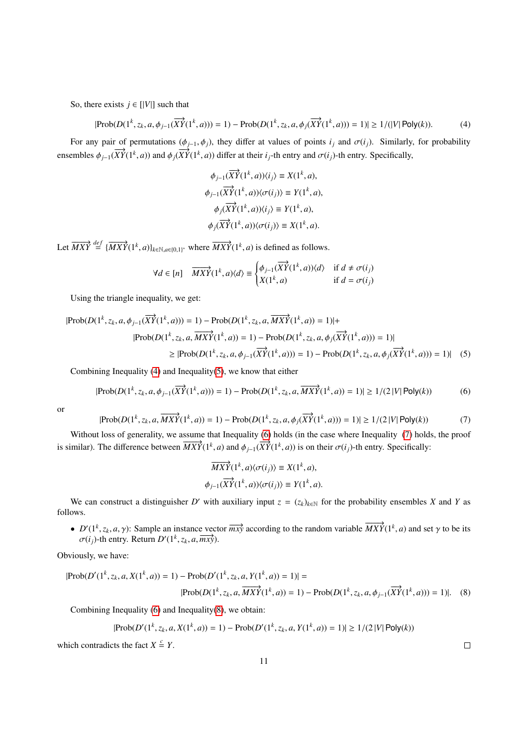So, there exists $j \in [|V|]$ such that

$$|\text{Prob}(D(1^k, z_k, a, \phi_{j-1}(\overrightarrow{XY}(1^k, a))) = 1) - \text{Prob}(D(1^k, z_k, a, \phi_j(\overrightarrow{XY}(1^k, a))) = 1)| \geq 1/(|V|\,\mathsf{Poly}(k)). \tag{4}$$

For any pair of permutations $(\phi_{j-1}, \phi_j)$, they differ at values of points $i_j$ and $\sigma(i_j)$. Similarly, for probability ensembles $\phi_{j-1}(\overrightarrow{XY}(1^k, a))$ and $\phi_j(\overrightarrow{XY}(1^k, a))$ differ at their $i_j$-th entry and $\sigma(i_j)$-th entry. Specifically,

$$\phi_{j-1}(\overrightarrow{XY}(1^k, a))\langle i_j\rangle \equiv X(1^k, a),$$
$$\phi_{j-1}(\overrightarrow{XY}(1^k, a))\langle \sigma(i_j)\rangle \equiv Y(1^k, a),$$
$$\phi_j(\overrightarrow{XY}(1^k, a))\langle i_j\rangle \equiv Y(1^k, a),$$
$$\phi_j(\overrightarrow{XY}(1^k, a))\langle \sigma(i_j)\rangle \equiv X(1^k, a).$$

Let $\overrightarrow{MXY} \stackrel{def}{=} \{\overrightarrow{MXY}(1^k, a)\}_{k\in\mathbb{N}, a\in\{0,1\}^*}$ where $\overrightarrow{MXY}(1^k, a)$ is defined as follows.

$$\forall d \in [n] \quad \overrightarrow{MXY}(1^k, a)\langle d\rangle \equiv \begin{cases} \phi_{j-1}(\overrightarrow{XY}(1^k, a))\langle d\rangle & \text{if } d \neq \sigma(i_j) \\ X(1^k, a) & \text{if } d = \sigma(i_j) \end{cases}$$

Using the triangle inequality, we get:

$$\begin{aligned}
&|\text{Prob}(D(1^k, z_k, a, \phi_{j-1}(\overrightarrow{XY}(1^k, a))) = 1) - \text{Prob}(D(1^k, z_k, a, \overrightarrow{MXY}(1^k, a)) = 1)| + \\
&\qquad |\text{Prob}(D(1^k, z_k, a, \overrightarrow{MXY}(1^k, a)) = 1) - \text{Prob}(D(1^k, z_k, a, \phi_j(\overrightarrow{XY}(1^k, a))) = 1)| \\
&\qquad\qquad \geq |\text{Prob}(D(1^k, z_k, a, \phi_{j-1}(\overrightarrow{XY}(1^k, a))) = 1) - \text{Prob}(D(1^k, z_k, a, \phi_j(\overrightarrow{XY}(1^k, a))) = 1)|
\end{aligned} \tag{5}$$

Combining Inequality (4) and Inequality(5), we know that either

$$|\text{Prob}(D(1^k, z_k, a, \phi_{j-1}(\overrightarrow{XY}(1^k, a))) = 1) - \text{Prob}(D(1^k, z_k, a, \overrightarrow{MXY}(1^k, a)) = 1)| \geq 1/(2\,|V|\,\mathsf{Poly}(k)) \tag{6}$$

or

$$|\text{Prob}(D(1^k, z_k, a, \overrightarrow{MXY}(1^k, a)) = 1) - \text{Prob}(D(1^k, z_k, a, \phi_j(\overrightarrow{XY}(1^k, a))) = 1)| \geq 1/(2\,|V|\,\mathsf{Poly}(k)) \tag{7}$$

Without loss of generality, we assume that Inequality (6) holds (in the case where Inequality (7) holds, the proof is similar). The difference between $\overrightarrow{MXY}(1^k, a)$ and $\phi_{j-1}(\overrightarrow{XY}(1^k, a))$ is on their $\sigma(i_j)$-th entry. Specifically:

$$\overrightarrow{MXY}(1^k, a)\langle \sigma(i_j)\rangle \equiv X(1^k, a),$$
$$\phi_{j-1}(\overrightarrow{XY}(1^k, a))\langle \sigma(i_j)\rangle \equiv Y(1^k, a).$$

We can construct a distinguisher $D'$ with auxiliary input $z = (z_k)_{k\in\mathbb{N}}$ for the probability ensembles $X$ and $Y$ as follows.

- $D'(1^k, z_k, a, \gamma)$: Sample an instance vector $\overrightarrow{mxy}$ according to the random variable $\overrightarrow{MXY}(1^k, a)$ and set $\gamma$ to be its $\sigma(i_j)$-th entry. Return $D'(1^k, z_k, a, \overrightarrow{mxy})$.

Obviously, we have:

$$\begin{aligned}
&|\text{Prob}(D'(1^k, z_k, a, X(1^k, a)) = 1) - \text{Prob}(D'(1^k, z_k, a, Y(1^k, a)) = 1)| = \\
&\qquad |\text{Prob}(D(1^k, z_k, a, \overrightarrow{MXY}(1^k, a)) = 1) - \text{Prob}(D(1^k, z_k, a, \phi_{j-1}(\overrightarrow{XY}(1^k, a))) = 1)|.
\end{aligned} \tag{8}$$

Combining Inequality (6) and Inequality(8), we obtain:

$$|\text{Prob}(D'(1^k, z_k, a, X(1^k, a)) = 1) - \text{Prob}(D'(1^k, z_k, a, Y(1^k, a)) = 1)| \geq 1/(2\,|V|\,\mathsf{Poly}(k))$$

which contradicts the fact $X \stackrel{c}{\equiv} Y$. □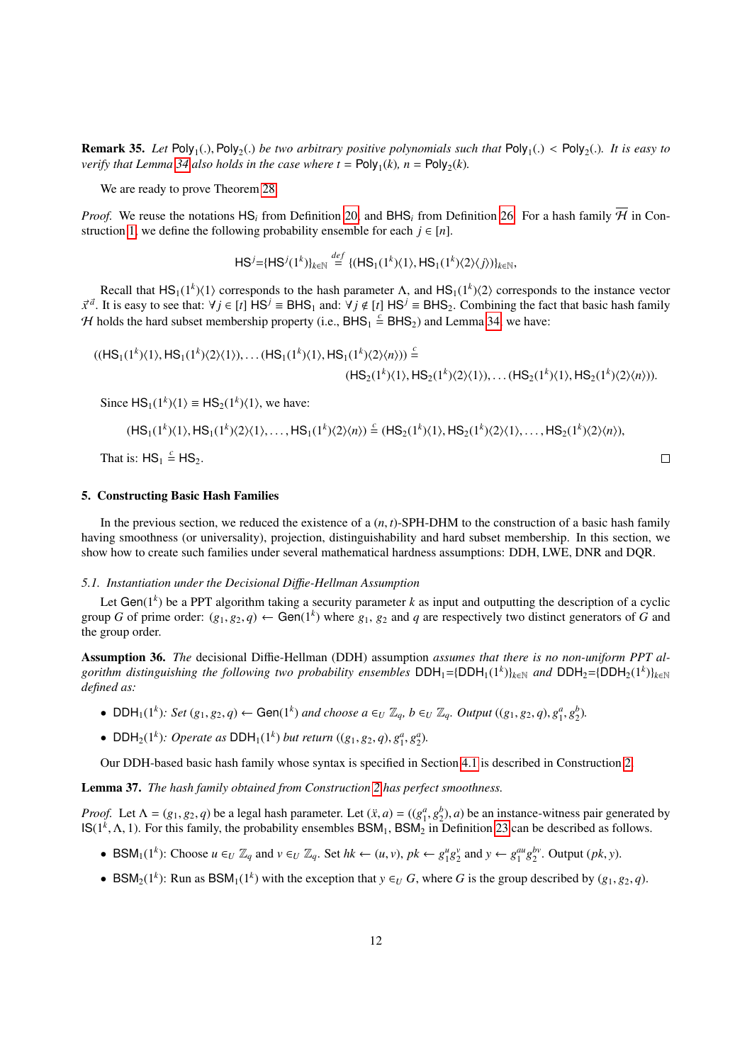**Remark 35.** *Let* $\mathsf{Poly}_1(.), \mathsf{Poly}_2(.)$ *be two arbitrary positive polynomials such that* $\mathsf{Poly}_1(.) < \mathsf{Poly}_2(.)$*. It is easy to verify that Lemma 34 also holds in the case where* $t = \mathsf{Poly}_1(k)$*,* $n = \mathsf{Poly}_2(k)$*.*

We are ready to prove Theorem 28.

*Proof.* We reuse the notations $\mathsf{HS}_i$ from Definition 20, and $\mathsf{BHS}_i$ from Definition 26. For a hash family $\overline{\mathcal{H}}$ in Construction 1, we define the following probability ensemble for each $j \in [n]$.

$$\mathsf{HS}^j{=}\{\mathsf{HS}^j(1^k)\}_{k\in\mathbb{N}} \overset{def}{=} \{(\mathsf{HS}_1(1^k)\langle 1\rangle, \mathsf{HS}_1(1^k)\langle 2\rangle\langle j\rangle)\}_{k\in\mathbb{N}},$$

Recall that $\mathsf{HS}_1(1^k)\langle 1\rangle$ corresponds to the hash parameter $\Lambda$, and $\mathsf{HS}_1(1^k)\langle 2\rangle$ corresponds to the instance vector $\vec{x}^{\vec{a}}$. It is easy to see that: $\forall j \in [t]\ \mathsf{HS}^j \equiv \mathsf{BHS}_1$ and: $\forall j \notin [t]\ \mathsf{HS}^j \equiv \mathsf{BHS}_2$. Combining the fact that basic hash family $\mathcal{H}$ holds the hard subset membership property (i.e., $\mathsf{BHS}_1 \overset{c}{=} \mathsf{BHS}_2$) and Lemma 34, we have:

$$((\mathsf{HS}_1(1^k)\langle 1\rangle, \mathsf{HS}_1(1^k)\langle 2\rangle\langle 1\rangle), \ldots (\mathsf{HS}_1(1^k)\langle 1\rangle, \mathsf{HS}_1(1^k)\langle 2\rangle\langle n\rangle)) \overset{c}{=}$$
$$(\mathsf{HS}_2(1^k)\langle 1\rangle, \mathsf{HS}_2(1^k)\langle 2\rangle\langle 1\rangle), \ldots (\mathsf{HS}_2(1^k)\langle 1\rangle, \mathsf{HS}_2(1^k)\langle 2\rangle\langle n\rangle)).$$

Since $\mathsf{HS}_1(1^k)\langle 1\rangle \equiv \mathsf{HS}_2(1^k)\langle 1\rangle$, we have:

$$(\mathsf{HS}_1(1^k)\langle 1\rangle, \mathsf{HS}_1(1^k)\langle 2\rangle\langle 1\rangle, \ldots, \mathsf{HS}_1(1^k)\langle 2\rangle\langle n\rangle) \overset{c}{=} (\mathsf{HS}_2(1^k)\langle 1\rangle, \mathsf{HS}_2(1^k)\langle 2\rangle\langle 1\rangle, \ldots, \mathsf{HS}_2(1^k)\langle 2\rangle\langle n\rangle),$$

That is: $\mathsf{HS}_1 \overset{c}{=} \mathsf{HS}_2$. ◻

## 5. Constructing Basic Hash Families

In the previous section, we reduced the existence of a $(n, t)$-SPH-DHM to the construction of a basic hash family having smoothness (or universality), projection, distinguishability and hard subset membership. In this section, we show how to create such families under several mathematical hardness assumptions: DDH, LWE, DNR and DQR.

### 5.1. Instantiation under the Decisional Diffie-Hellman Assumption

Let $\mathsf{Gen}(1^k)$ be a PPT algorithm taking a security parameter $k$ as input and outputting the description of a cyclic group $G$ of prime order: $(g_1, g_2, q) \leftarrow \mathsf{Gen}(1^k)$ where $g_1$, $g_2$ and $q$ are respectively two distinct generators of $G$ and the group order.

**Assumption 36.** *The* decisional Diffie-Hellman (DDH) assumption *assumes that there is no non-uniform PPT algorithm distinguishing the following two probability ensembles* $\mathsf{DDH}_1{=}\{\mathsf{DDH}_1(1^k)\}_{k\in\mathbb{N}}$ *and* $\mathsf{DDH}_2{=}\{\mathsf{DDH}_2(1^k)\}_{k\in\mathbb{N}}$ *defined as:*

- $\mathsf{DDH}_1(1^k)$*: Set* $(g_1, g_2, q) \leftarrow \mathsf{Gen}(1^k)$ *and choose* $a \in_U \mathbb{Z}_q$*,* $b \in_U \mathbb{Z}_q$*. Output* $((g_1, g_2, q), g_1^a, g_2^b)$*.*
- $\mathsf{DDH}_2(1^k)$*: Operate as* $\mathsf{DDH}_1(1^k)$ *but return* $((g_1, g_2, q), g_1^a, g_2^a)$*.*

Our DDH-based basic hash family whose syntax is specified in Section 4.1 is described in Construction 2.

**Lemma 37.** *The hash family obtained from Construction 2 has perfect smoothness.*

*Proof.* Let $\Lambda = (g_1, g_2, q)$ be a legal hash parameter. Let $(\ddot{x}, a) = ((g_1^a, g_2^a), a)$ be an instance-witness pair generated by $\mathsf{IS}(1^k, \Lambda, 1)$. For this family, the probability ensembles $\mathsf{BSM}_1$, $\mathsf{BSM}_2$ in Definition 23 can be described as follows.

- $\mathsf{BSM}_1(1^k)$: Choose $u \in_U \mathbb{Z}_q$ and $v \in_U \mathbb{Z}_q$. Set $hk \leftarrow (u, v)$, $pk \leftarrow g_1^u g_2^v$ and $y \leftarrow g_1^{au} g_2^{bv}$. Output $(pk, y)$.
- $\mathsf{BSM}_2(1^k)$: Run as $\mathsf{BSM}_1(1^k)$ with the exception that $y \in_U G$, where $G$ is the group described by $(g_1, g_2, q)$.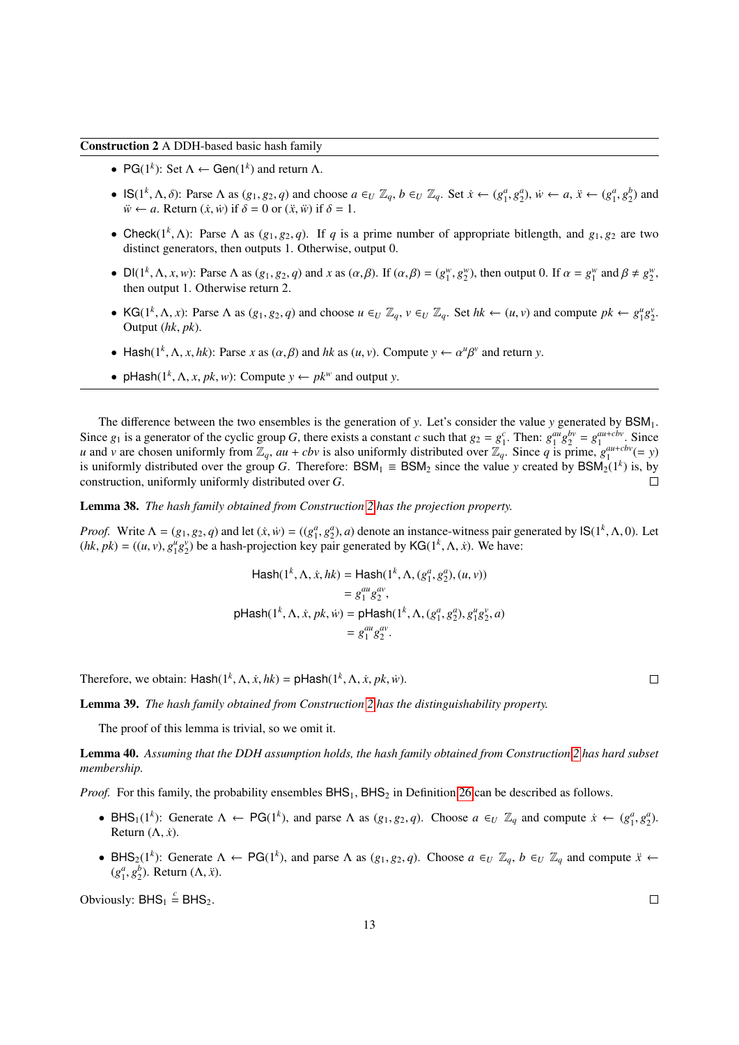**Construction 2** A DDH-based basic hash family

- $\mathsf{PG}(1^k)$: Set $\Lambda \leftarrow \mathsf{Gen}(1^k)$ and return $\Lambda$.
- $\mathsf{IS}(1^k, \Lambda, \delta)$: Parse $\Lambda$ as $(g_1, g_2, q)$ and choose $a \in_U \mathbb{Z}_q$, $b \in_U \mathbb{Z}_q$. Set $\dot{x} \leftarrow (g_1^a, g_2^a)$, $\dot{w} \leftarrow a$, $\ddot{x} \leftarrow (g_1^a, g_2^b)$ and $\ddot{w} \leftarrow a$. Return $(\dot{x}, \dot{w})$ if $\delta = 0$ or $(\ddot{x}, \ddot{w})$ if $\delta = 1$.
- $\mathsf{Check}(1^k, \Lambda)$: Parse $\Lambda$ as $(g_1, g_2, q)$. If $q$ is a prime number of appropriate bitlength, and $g_1, g_2$ are two distinct generators, then outputs 1. Otherwise, output 0.
- $\mathsf{DI}(1^k, \Lambda, x, w)$: Parse $\Lambda$ as $(g_1, g_2, q)$ and $x$ as $(\alpha, \beta)$. If $(\alpha, \beta) = (g_1^w, g_2^w)$, then output 0. If $\alpha = g_1^w$ and $\beta \neq g_2^w$, then output 1. Otherwise return 2.
- $\mathsf{KG}(1^k, \Lambda, x)$: Parse $\Lambda$ as $(g_1, g_2, q)$ and choose $u \in_U \mathbb{Z}_q$, $v \in_U \mathbb{Z}_q$. Set $hk \leftarrow (u, v)$ and compute $pk \leftarrow g_1^u g_2^v$. Output $(hk, pk)$.
- $\mathsf{Hash}(1^k, \Lambda, x, hk)$: Parse $x$ as $(\alpha, \beta)$ and $hk$ as $(u, v)$. Compute $y \leftarrow \alpha^u \beta^v$ and return $y$.
- $\mathsf{pHash}(1^k, \Lambda, x, pk, w)$: Compute $y \leftarrow pk^w$ and output $y$.

The difference between the two ensembles is the generation of $y$. Let's consider the value $y$ generated by $\mathsf{BSM}_1$. Since $g_1$ is a generator of the cyclic group $G$, there exists a constant $c$ such that $g_2 = g_1^c$. Then: $g_1^{au} g_2^{bv} = g_1^{au+cbv}$. Since $u$ and $v$ are chosen uniformly from $\mathbb{Z}_q$, $au + cbv$ is also uniformly distributed over $\mathbb{Z}_q$. Since $q$ is prime, $g_1^{au+cbv} (= y)$ is uniformly distributed over the group $G$. Therefore: $\mathsf{BSM}_1 \equiv \mathsf{BSM}_2$ since the value $y$ created by $\mathsf{BSM}_2(1^k)$ is, by construction, uniformly uniformly distributed over $G$. □

**Lemma 38.** *The hash family obtained from Construction 2 has the projection property.*

*Proof.* Write $\Lambda = (g_1, g_2, q)$ and let $(\dot{x}, \dot{w}) = ((g_1^a, g_2^a), a)$ denote an instance-witness pair generated by $\mathsf{IS}(1^k, \Lambda, 0)$. Let $(hk, pk) = ((u, v), g_1^u g_2^v)$ be a hash-projection key pair generated by $\mathsf{KG}(1^k, \Lambda, \dot{x})$. We have:

$$
\begin{aligned}
\mathsf{Hash}(1^k, \Lambda, \dot{x}, hk) &= \mathsf{Hash}(1^k, \Lambda, (g_1^a, g_2^a), (u, v)) \\
&= g_1^{au} g_2^{av}, \\
\mathsf{pHash}(1^k, \Lambda, \dot{x}, pk, \dot{w}) &= \mathsf{pHash}(1^k, \Lambda, (g_1^a, g_2^a), g_1^u g_2^v, a) \\
&= g_1^{au} g_2^{av}.
\end{aligned}
$$

Therefore, we obtain: $\mathsf{Hash}(1^k, \Lambda, \dot{x}, hk) = \mathsf{pHash}(1^k, \Lambda, \dot{x}, pk, \dot{w})$. □

**Lemma 39.** *The hash family obtained from Construction 2 has the distinguishability property.*

The proof of this lemma is trivial, so we omit it.

**Lemma 40.** *Assuming that the DDH assumption holds, the hash family obtained from Construction 2 has hard subset membership.*

*Proof.* For this family, the probability ensembles $\mathsf{BHS}_1, \mathsf{BHS}_2$ in Definition 26 can be described as follows.

- $\mathsf{BHS}_1(1^k)$: Generate $\Lambda \leftarrow \mathsf{PG}(1^k)$, and parse $\Lambda$ as $(g_1, g_2, q)$. Choose $a \in_U \mathbb{Z}_q$ and compute $\dot{x} \leftarrow (g_1^a, g_2^a)$. Return $(\Lambda, \dot{x})$.
- $\mathsf{BHS}_2(1^k)$: Generate $\Lambda \leftarrow \mathsf{PG}(1^k)$, and parse $\Lambda$ as $(g_1, g_2, q)$. Choose $a \in_U \mathbb{Z}_q$, $b \in_U \mathbb{Z}_q$ and compute $\ddot{x} \leftarrow (g_1^a, g_2^b)$. Return $(\Lambda, \ddot{x})$.

Obviously: $\mathsf{BHS}_1 \overset{c}{\equiv} \mathsf{BHS}_2$. □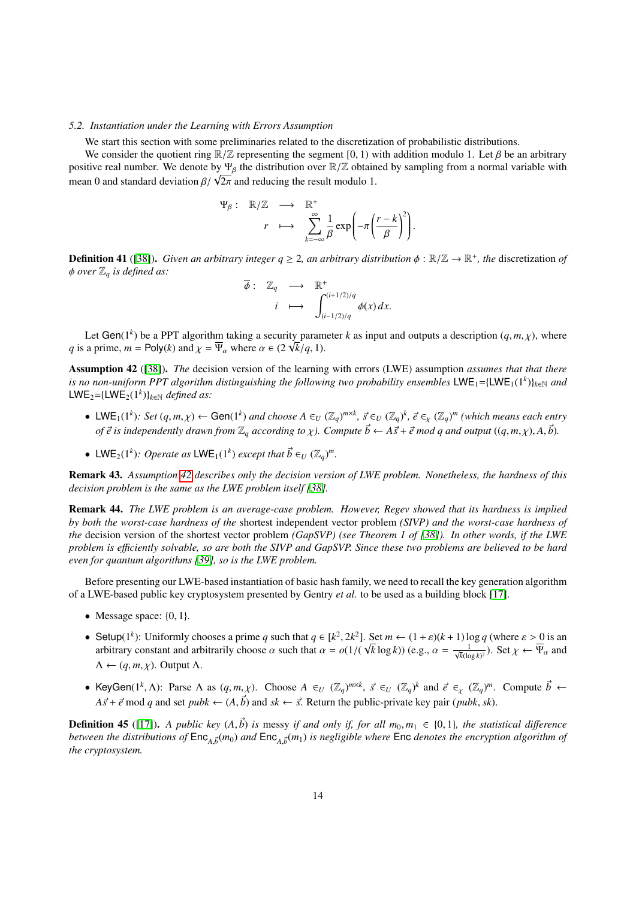### 5.2. Instantiation under the Learning with Errors Assumption

We start this section with some preliminaries related to the discretization of probabilistic distributions.

We consider the quotient ring $\mathbb{R}/\mathbb{Z}$ representing the segment $[0, 1)$ with addition modulo 1. Let $\beta$ be an arbitrary positive real number. We denote by $\Psi_\beta$ the distribution over $\mathbb{R}/\mathbb{Z}$ obtained by sampling from a normal variable with mean 0 and standard deviation $\beta/\sqrt{2\pi}$ and reducing the result modulo 1.

$$\Psi_\beta : \quad \mathbb{R}/\mathbb{Z} \longrightarrow \mathbb{R}^+$$
$$r \longmapsto \sum_{k=-\infty}^{\infty} \frac{1}{\beta} \exp\left(-\pi \left(\frac{r-k}{\beta}\right)^2\right).$$

**Definition 41** ([38]). *Given an arbitrary integer $q \geq 2$, an arbitrary distribution $\phi : \mathbb{R}/\mathbb{Z} \to \mathbb{R}^+$, the* discretization *of $\phi$ over $\mathbb{Z}_q$ is defined as:*

$$\overline{\phi} : \quad \mathbb{Z}_q \longrightarrow \mathbb{R}^+$$
$$i \longmapsto \int_{(i-1/2)/q}^{(i+1/2)/q} \phi(x)\, dx.$$

Let $\mathsf{Gen}(1^k)$ be a PPT algorithm taking a security parameter $k$ as input and outputs a description $(q, m, \chi)$, where $q$ is a prime, $m = \mathsf{Poly}(k)$ and $\chi = \overline{\Psi}_\alpha$ where $\alpha \in (2\sqrt{k}/q, 1)$.

**Assumption 42** ([38]). *The* decision version of the learning with errors (LWE) assumption *assumes that that there is no non-uniform PPT algorithm distinguishing the following two probability ensembles $\mathsf{LWE}_1$=$\{\mathsf{LWE}_1(1^k)\}_{k\in\mathbb{N}}$ and $\mathsf{LWE}_2$=$\{\mathsf{LWE}_2(1^k)\}_{k\in\mathbb{N}}$ defined as:*

- $\mathsf{LWE}_1(1^k)$*: Set $(q, m, \chi) \leftarrow \mathsf{Gen}(1^k)$ and choose $A \in_U (\mathbb{Z}_q)^{m\times k}$, $\vec{s} \in_U (\mathbb{Z}_q)^k$, $\vec{e} \in_\chi (\mathbb{Z}_q)^m$ (which means each entry of $\vec{e}$ is independently drawn from $\mathbb{Z}_q$ according to $\chi$). Compute $\vec{b} \leftarrow A\vec{s} + \vec{e}$ mod $q$ and output $((q, m, \chi), A, \vec{b})$.*
- $\mathsf{LWE}_2(1^k)$*: Operate as $\mathsf{LWE}_1(1^k)$ except that $\vec{b} \in_U (\mathbb{Z}_q)^m$.*

**Remark 43.** *Assumption 42 describes only the decision version of LWE problem. Nonetheless, the hardness of this decision problem is the same as the LWE problem itself [38].*

**Remark 44.** *The LWE problem is an average-case problem. However, Regev showed that its hardness is implied by both the worst-case hardness of the* shortest independent vector problem *(SIVP) and the worst-case hardness of the* decision version of the shortest vector problem *(GapSVP) (see Theorem 1 of [38]). In other words, if the LWE problem is efficiently solvable, so are both the SIVP and GapSVP. Since these two problems are believed to be hard even for quantum algorithms [39], so is the LWE problem.*

Before presenting our LWE-based instantiation of basic hash family, we need to recall the key generation algorithm of a LWE-based public key cryptosystem presented by Gentry *et al.* to be used as a building block [17].

- Message space: $\{0, 1\}$.
- $\mathsf{Setup}(1^k)$: Uniformly chooses a prime $q$ such that $q \in [k^2, 2k^2]$. Set $m \leftarrow (1 + \varepsilon)(k + 1)\log q$ (where $\varepsilon > 0$ is an arbitrary constant and arbitrarily choose $\alpha$ such that $\alpha = o(1/(\sqrt{k}\log k))$ (e.g., $\alpha = \frac{1}{\sqrt{k}(\log k)^2}$). Set $\chi \leftarrow \overline{\Psi}_\alpha$ and $\Lambda \leftarrow (q, m, \chi)$. Output $\Lambda$.
- $\mathsf{KeyGen}(1^k, \Lambda)$: Parse $\Lambda$ as $(q, m, \chi)$. Choose $A \in_U (\mathbb{Z}_q)^{m\times k}$, $\vec{s} \in_U (\mathbb{Z}_q)^k$ and $\vec{e} \in_\chi (\mathbb{Z}_q)^m$. Compute $\vec{b} \leftarrow A\vec{s} + \vec{e}$ mod $q$ and set $pubk \leftarrow (A, \vec{b})$ and $sk \leftarrow \vec{s}$. Return the public-private key pair $(pubk, sk)$.

**Definition 45** ([17]). *A public key $(A, \vec{b})$ is messy if and only if, for all $m_0, m_1 \in \{0, 1\}$, the statistical difference between the distributions of $\mathsf{Enc}_{A,\vec{b}}(m_0)$ and $\mathsf{Enc}_{A,\vec{b}}(m_1)$ is negligible where $\mathsf{Enc}$ denotes the encryption algorithm of the cryptosystem.*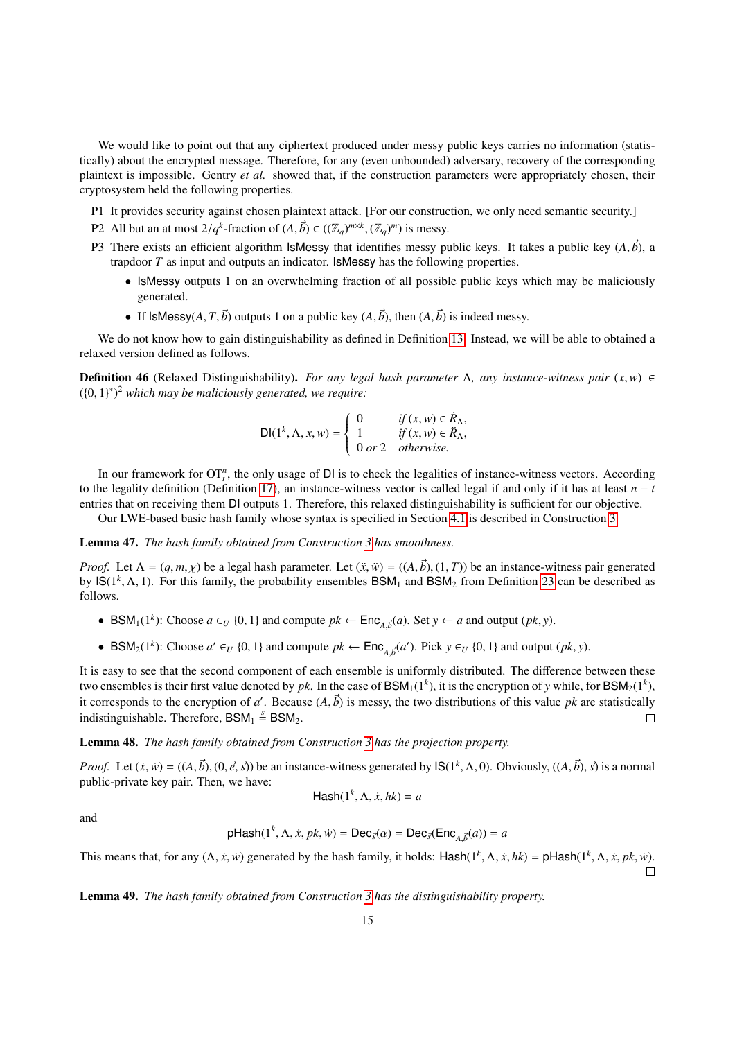We would like to point out that any ciphertext produced under messy public keys carries no information (statistically) about the encrypted message. Therefore, for any (even unbounded) adversary, recovery of the corresponding plaintext is impossible. Gentry *et al.* showed that, if the construction parameters were appropriately chosen, their cryptosystem held the following properties.

- P1 It provides security against chosen plaintext attack. [For our construction, we only need semantic security.]
- P2 All but an at most $2/q^k$-fraction of $(A, \vec{b}) \in ((\mathbb{Z}_q)^{m\times k}, (\mathbb{Z}_q)^m)$ is messy.
- P3 There exists an efficient algorithm $\mathsf{IsMessy}$ that identifies messy public keys. It takes a public key $(A, \vec{b})$, a trapdoor $T$ as input and outputs an indicator. $\mathsf{IsMessy}$ has the following properties.
  - $\mathsf{IsMessy}$ outputs 1 on an overwhelming fraction of all possible public keys which may be maliciously generated.
  - If $\mathsf{IsMessy}(A, T, \vec{b})$ outputs 1 on a public key $(A, \vec{b})$, then $(A, \vec{b})$ is indeed messy.

We do not know how to gain distinguishability as defined in Definition 13. Instead, we will be able to obtained a relaxed version defined as follows.

**Definition 46** (Relaxed Distinguishability)**.** *For any legal hash parameter $\Lambda$, any instance-witness pair $(x, w) \in (\{0, 1\}^*)^2$ which may be maliciously generated, we require:*

$$\mathsf{DI}(1^k, \Lambda, x, w) = \begin{cases} 0 & \text{if } (x, w) \in \dot{R}_\Lambda, \\ 1 & \text{if } (x, w) \in \ddot{R}_\Lambda, \\ 0 \text{ or } 2 & \text{otherwise.} \end{cases}$$

In our framework for $\mathrm{OT}_t^n$, the only usage of $\mathsf{DI}$ is to check the legalities of instance-witness vectors. According to the legality definition (Definition 17), an instance-witness vector is called legal if and only if it has at least $n - t$ entries that on receiving them $\mathsf{DI}$ outputs 1. Therefore, this relaxed distinguishability is sufficient for our objective.

Our LWE-based basic hash family whose syntax is specified in Section 4.1 is described in Construction 3.

**Lemma 47.** *The hash family obtained from Construction 3 has smoothness.*

*Proof.* Let $\Lambda = (q, m, \chi)$ be a legal hash parameter. Let $(\ddot{x}, \ddot{w}) = ((A, \vec{b}), (1, T))$ be an instance-witness pair generated by $\mathsf{IS}(1^k, \Lambda, 1)$. For this family, the probability ensembles $\mathsf{BSM}_1$ and $\mathsf{BSM}_2$ from Definition 23 can be described as follows.

- $\mathsf{BSM}_1(1^k)$: Choose $a \in_U \{0, 1\}$ and compute $pk \leftarrow \mathsf{Enc}_{A,\vec{b}}(a)$. Set $y \leftarrow a$ and output $(pk, y)$.
- $\mathsf{BSM}_2(1^k)$: Choose $a' \in_U \{0, 1\}$ and compute $pk \leftarrow \mathsf{Enc}_{A,\vec{b}}(a')$. Pick $y \in_U \{0, 1\}$ and output $(pk, y)$.

It is easy to see that the second component of each ensemble is uniformly distributed. The difference between these two ensembles is their first value denoted by $pk$. In the case of $\mathsf{BSM}_1(1^k)$, it is the encryption of $y$ while, for $\mathsf{BSM}_2(1^k)$, it corresponds to the encryption of $a'$. Because $(A, \vec{b})$ is messy, the two distributions of this value $pk$ are statistically indistinguishable. Therefore, $\mathsf{BSM}_1 \overset{s}{=} \mathsf{BSM}_2$. $\square$

**Lemma 48.** *The hash family obtained from Construction 3 has the projection property.*

*Proof.* Let $(\dot{x}, \dot{w}) = ((A, \vec{b}), (0, \vec{e}, \vec{s}))$ be an instance-witness generated by $\mathsf{IS}(1^k, \Lambda, 0)$. Obviously, $((A, \vec{b}), \vec{s})$ is a normal public-private key pair. Then, we have:

$$\mathsf{Hash}(1^k, \Lambda, \dot{x}, hk) = a$$

and

$$\mathsf{pHash}(1^k, \Lambda, \dot{x}, pk, \dot{w}) = \mathsf{Dec}_{\vec{s}}(\alpha) = \mathsf{Dec}_{\vec{s}}(\mathsf{Enc}_{A,\vec{b}}(a)) = a$$

This means that, for any $(\Lambda, \dot{x}, \dot{w})$ generated by the hash family, it holds: $\mathsf{Hash}(1^k, \Lambda, \dot{x}, hk) = \mathsf{pHash}(1^k, \Lambda, \dot{x}, pk, \dot{w})$. $\square$

**Lemma 49.** *The hash family obtained from Construction 3 has the distinguishability property.*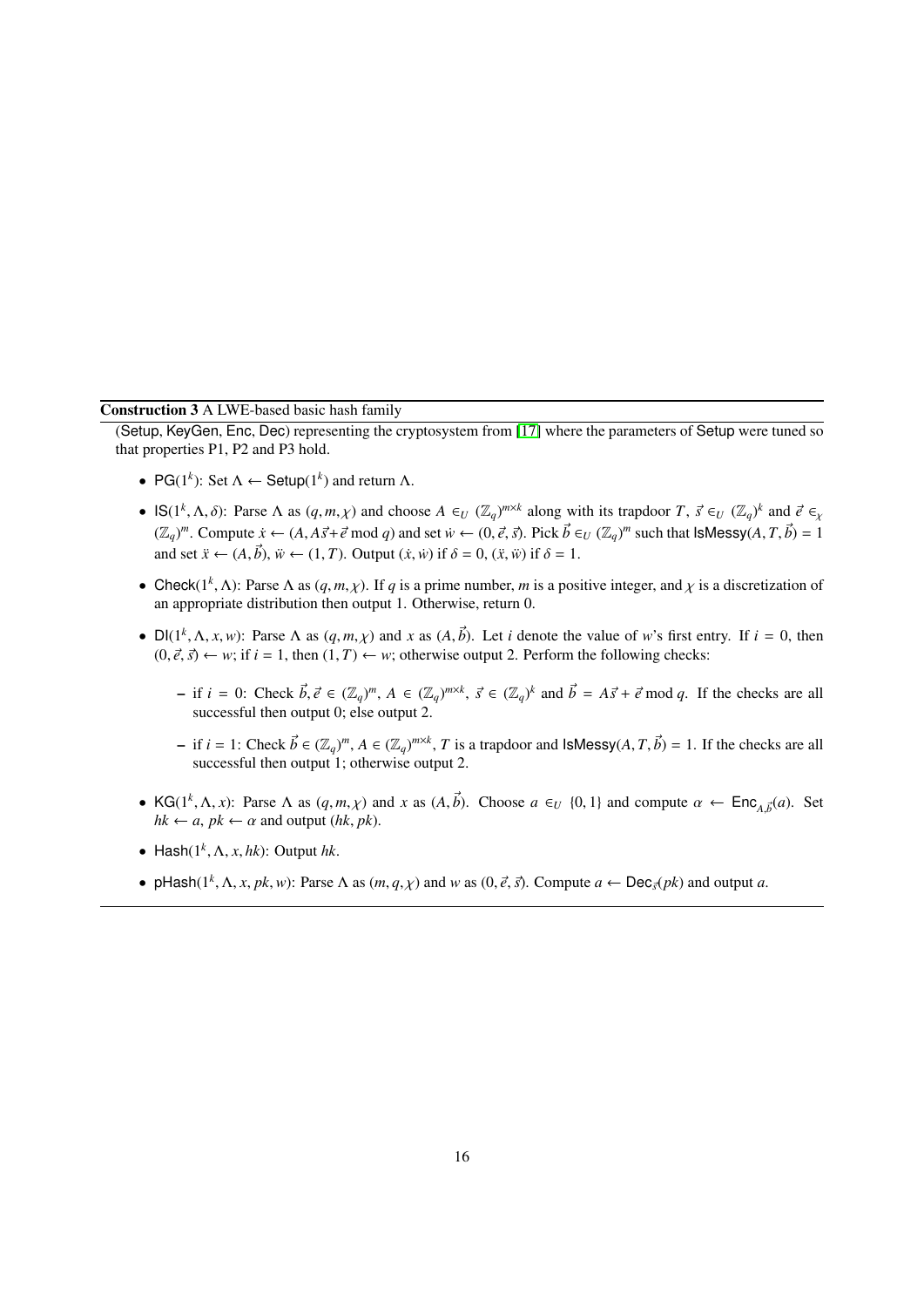**Construction 3** A LWE-based basic hash family

(Setup, KeyGen, Enc, Dec) representing the cryptosystem from [17] where the parameters of Setup were tuned so that properties P1, P2 and P3 hold.

- $\mathsf{PG}(1^k)$: Set $\Lambda \leftarrow \mathsf{Setup}(1^k)$ and return $\Lambda$.
- $\mathsf{IS}(1^k, \Lambda, \delta)$: Parse $\Lambda$ as $(q, m, \chi)$ and choose $A \in_U (\mathbb{Z}_q)^{m \times k}$ along with its trapdoor $T$, $\vec{s} \in_U (\mathbb{Z}_q)^k$ and $\vec{e} \in_\chi (\mathbb{Z}_q)^m$. Compute $\dot{x} \leftarrow (A, A\vec{s} + \vec{e} \bmod q)$ and set $\dot{w} \leftarrow (0, \vec{e}, \vec{s})$. Pick $\vec{b} \in_U (\mathbb{Z}_q)^m$ such that $\mathsf{IsMessy}(A, T, \vec{b}) = 1$ and set $\ddot{x} \leftarrow (A, \vec{b})$, $\ddot{w} \leftarrow (1, T)$. Output $(\dot{x}, \dot{w})$ if $\delta = 0$, $(\ddot{x}, \ddot{w})$ if $\delta = 1$.
- $\mathsf{Check}(1^k, \Lambda)$: Parse $\Lambda$ as $(q, m, \chi)$. If $q$ is a prime number, $m$ is a positive integer, and $\chi$ is a discretization of an appropriate distribution then output 1. Otherwise, return 0.
- $\mathsf{DI}(1^k, \Lambda, x, w)$: Parse $\Lambda$ as $(q, m, \chi)$ and $x$ as $(A, \vec{b})$. Let $i$ denote the value of $w$'s first entry. If $i = 0$, then $(0, \vec{e}, \vec{s}) \leftarrow w$; if $i = 1$, then $(1, T) \leftarrow w$; otherwise output 2. Perform the following checks:
  - if $i = 0$: Check $\vec{b}, \vec{e} \in (\mathbb{Z}_q)^m$, $A \in (\mathbb{Z}_q)^{m \times k}$, $\vec{s} \in (\mathbb{Z}_q)^k$ and $\vec{b} = A\vec{s} + \vec{e} \bmod q$. If the checks are all successful then output 0; else output 2.
  - if $i = 1$: Check $\vec{b} \in (\mathbb{Z}_q)^m$, $A \in (\mathbb{Z}_q)^{m \times k}$, $T$ is a trapdoor and $\mathsf{IsMessy}(A, T, \vec{b}) = 1$. If the checks are all successful then output 1; otherwise output 2.
- $\mathsf{KG}(1^k, \Lambda, x)$: Parse $\Lambda$ as $(q, m, \chi)$ and $x$ as $(A, \vec{b})$. Choose $a \in_U \{0, 1\}$ and compute $\alpha \leftarrow \mathsf{Enc}_{A, \vec{b}}(a)$. Set $hk \leftarrow a$, $pk \leftarrow \alpha$ and output $(hk, pk)$.
- $\mathsf{Hash}(1^k, \Lambda, x, hk)$: Output $hk$.
- $\mathsf{pHash}(1^k, \Lambda, x, pk, w)$: Parse $\Lambda$ as $(m, q, \chi)$ and $w$ as $(0, \vec{e}, \vec{s})$. Compute $a \leftarrow \mathsf{Dec}_{\vec{s}}(pk)$ and output $a$.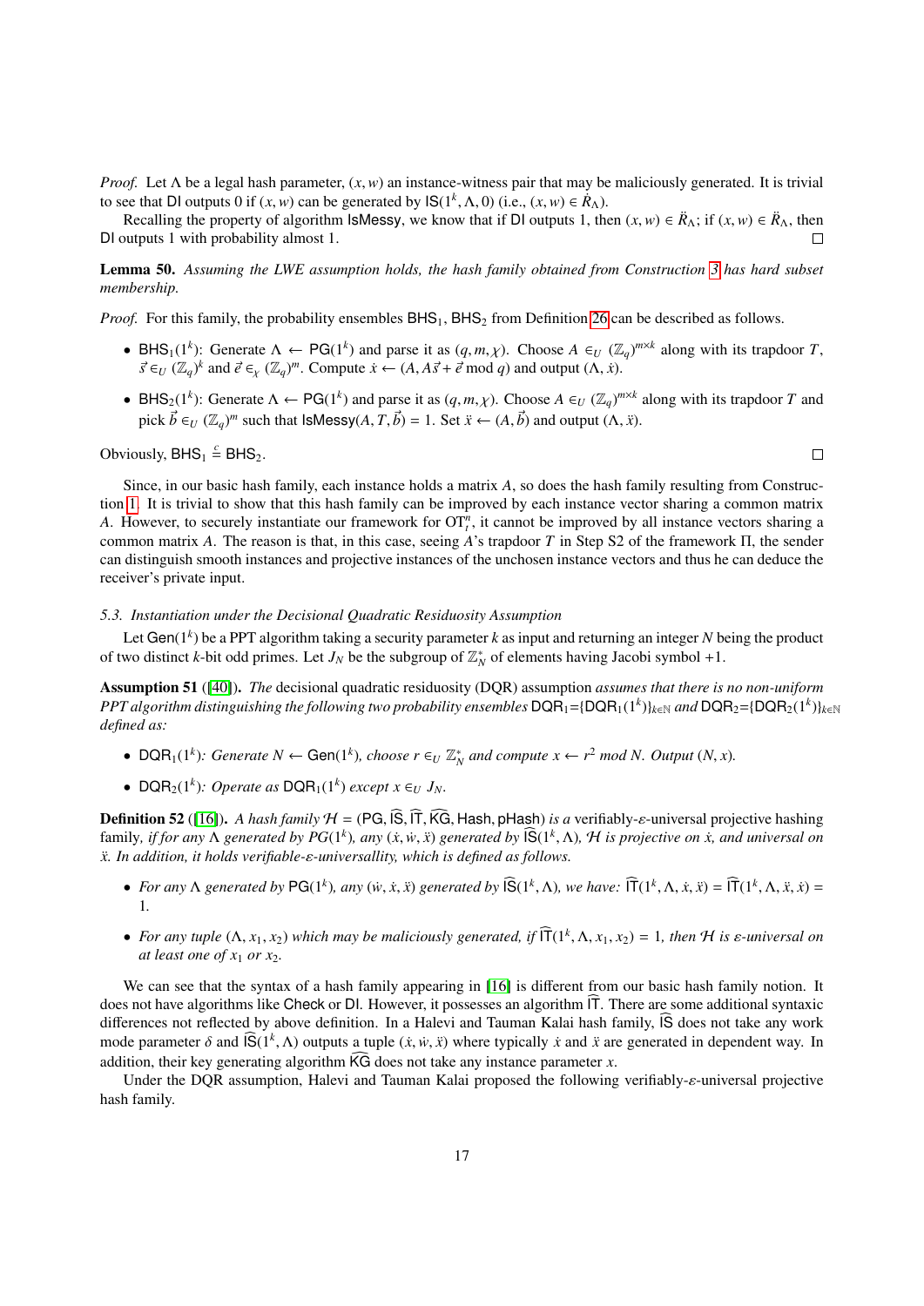*Proof.* Let $\Lambda$ be a legal hash parameter, $(x, w)$ an instance-witness pair that may be maliciously generated. It is trivial to see that $\mathsf{DI}$ outputs 0 if $(x, w)$ can be generated by $\mathsf{IS}(1^k, \Lambda, 0)$ (i.e., $(x, w) \in \dot{R}_\Lambda$).

Recalling the property of algorithm $\mathsf{IsMessy}$, we know that if $\mathsf{DI}$ outputs 1, then $(x, w) \in \ddot{R}_\Lambda$; if $(x, w) \in \ddot{R}_\Lambda$, then $\mathsf{DI}$ outputs 1 with probability almost 1. □

**Lemma 50.** *Assuming the LWE assumption holds, the hash family obtained from Construction 3 has hard subset membership.*

*Proof.* For this family, the probability ensembles $\mathsf{BHS}_1$, $\mathsf{BHS}_2$ from Definition 26 can be described as follows.

- $\mathsf{BHS}_1(1^k)$: Generate $\Lambda \leftarrow \mathsf{PG}(1^k)$ and parse it as $(q, m, \chi)$. Choose $A \in_U (\mathbb{Z}_q)^{m \times k}$ along with its trapdoor $T$, $\vec{s} \in_U (\mathbb{Z}_q)^k$ and $\vec{e} \in_\chi (\mathbb{Z}_q)^m$. Compute $\dot{x} \leftarrow (A, A\vec{s} + \vec{e} \bmod q)$ and output $(\Lambda, \dot{x})$.
- $\mathsf{BHS}_2(1^k)$: Generate $\Lambda \leftarrow \mathsf{PG}(1^k)$ and parse it as $(q, m, \chi)$. Choose $A \in_U (\mathbb{Z}_q)^{m \times k}$ along with its trapdoor $T$ and pick $\vec{b} \in_U (\mathbb{Z}_q)^m$ such that $\mathsf{IsMessy}(A, T, \vec{b}) = 1$. Set $\ddot{x} \leftarrow (A, \vec{b})$ and output $(\Lambda, \ddot{x})$.

Obviously, $\mathsf{BHS}_1 \stackrel{c}{=} \mathsf{BHS}_2$. □

Since, in our basic hash family, each instance holds a matrix $A$, so does the hash family resulting from Construction 1. It is trivial to show that this hash family can be improved by each instance vector sharing a common matrix $A$. However, to securely instantiate our framework for $\mathrm{OT}^n_t$, it cannot be improved by all instance vectors sharing a common matrix $A$. The reason is that, in this case, seeing $A$'s trapdoor $T$ in Step S2 of the framework $\Pi$, the sender can distinguish smooth instances and projective instances of the unchosen instance vectors and thus he can deduce the receiver's private input.

### 5.3. Instantiation under the Decisional Quadratic Residuosity Assumption

Let $\mathsf{Gen}(1^k)$ be a PPT algorithm taking a security parameter $k$ as input and returning an integer $N$ being the product of two distinct $k$-bit odd primes. Let $J_N$ be the subgroup of $\mathbb{Z}_N^*$ of elements having Jacobi symbol $+1$.

**Assumption 51** ([40]). *The* decisional quadratic residuosity (DQR) assumption *assumes that there is no non-uniform PPT algorithm distinguishing the following two probability ensembles* $\mathsf{DQR}_1 = \{\mathsf{DQR}_1(1^k)\}_{k \in \mathbb{N}}$ *and* $\mathsf{DQR}_2 = \{\mathsf{DQR}_2(1^k)\}_{k \in \mathbb{N}}$ *defined as:*

- $\mathsf{DQR}_1(1^k)$*: Generate* $N \leftarrow \mathsf{Gen}(1^k)$*, choose* $r \in_U \mathbb{Z}_N^*$ *and compute* $x \leftarrow r^2 \bmod N$*. Output* $(N, x)$*.*
- $\mathsf{DQR}_2(1^k)$*: Operate as* $\mathsf{DQR}_1(1^k)$ *except* $x \in_U J_N$*.*

**Definition 52** ([16]). *A hash family* $\mathcal{H} = (\mathsf{PG}, \widehat{\mathsf{IS}}, \widehat{\mathsf{IT}}, \widehat{\mathsf{KG}}, \mathsf{Hash}, \mathsf{pHash})$ *is a* verifiably-$\varepsilon$-universal projective hashing family*, if for any* $\Lambda$ *generated by* $PG(1^k)$*, any* $(\dot{x}, \dot{w}, \ddot{x})$ *generated by* $\widehat{\mathsf{IS}}(1^k, \Lambda)$*,* $\mathcal{H}$ *is projective on* $\dot{x}$*, and universal on* $\ddot{x}$*. In addition, it holds verifiable-$\varepsilon$-universallity, which is defined as follows.*

- *For any* $\Lambda$ *generated by* $\mathsf{PG}(1^k)$*, any* $(\dot{w}, \dot{x}, \ddot{x})$ *generated by* $\widehat{\mathsf{IS}}(1^k, \Lambda)$*, we have:* $\widehat{\mathsf{IT}}(1^k, \Lambda, \dot{x}, \ddot{x}) = \widehat{\mathsf{IT}}(1^k, \Lambda, \ddot{x}, \dot{x}) = 1$.
- *For any tuple* $(\Lambda, x_1, x_2)$ *which may be maliciously generated, if* $\widehat{\mathsf{IT}}(1^k, \Lambda, x_1, x_2) = 1$*, then* $\mathcal{H}$ *is* $\varepsilon$*-universal on at least one of* $x_1$ *or* $x_2$*.*

We can see that the syntax of a hash family appearing in [16] is different from our basic hash family notion. It does not have algorithms like $\mathsf{Check}$ or $\mathsf{DI}$. However, it possesses an algorithm $\widehat{\mathsf{IT}}$. There are some additional syntaxic differences not reflected by above definition. In a Halevi and Tauman Kalai hash family, $\widehat{\mathsf{IS}}$ does not take any work mode parameter $\delta$ and $\widehat{\mathsf{IS}}(1^k, \Lambda)$ outputs a tuple $(\dot{x}, \dot{w}, \ddot{x})$ where typically $\dot{x}$ and $\ddot{x}$ are generated in dependent way. In addition, their key generating algorithm $\widehat{\mathsf{KG}}$ does not take any instance parameter $x$.

Under the DQR assumption, Halevi and Tauman Kalai proposed the following verifiably-$\varepsilon$-universal projective hash family.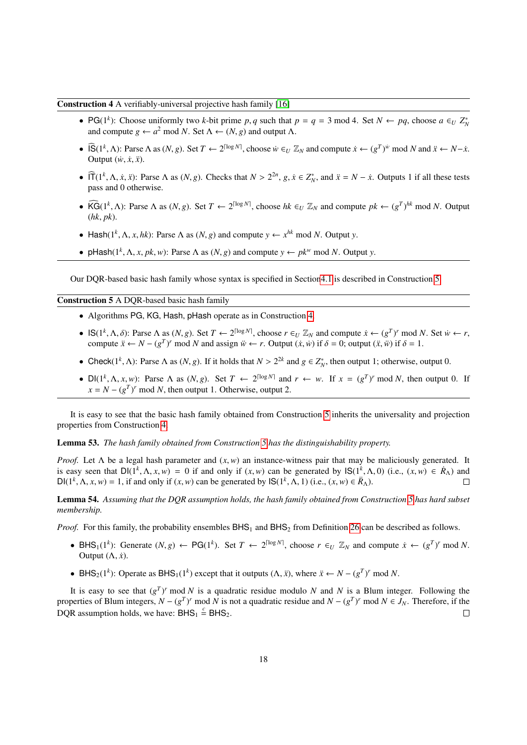**Construction 4** A verifiably-universal projective hash family [16]

- $\mathsf{PG}(1^k)$: Choose uniformly two $k$-bit prime $p, q$ such that $p = q = 3 \bmod 4$. Set $N \leftarrow pq$, choose $a \in_U Z_N^*$ and compute $g \leftarrow a^2 \bmod N$. Set $\Lambda \leftarrow (N, g)$ and output $\Lambda$.
- $\widehat{\mathsf{IS}}(1^k, \Lambda)$: Parse $\Lambda$ as $(N, g)$. Set $T \leftarrow 2^{\lceil \log N \rceil}$, choose $\dot{w} \in_U \mathbb{Z}_N$ and compute $\dot{x} \leftarrow (g^T)^{\dot{w}} \bmod N$ and $\ddot{x} \leftarrow N - \dot{x}$. Output $(\dot{w}, \dot{x}, \ddot{x})$.
- $\widehat{\mathsf{IT}}(1^k, \Lambda, \dot{x}, \ddot{x})$: Parse $\Lambda$ as $(N, g)$. Checks that $N > 2^{2n}$, $g, \dot{x} \in Z_N^*$, and $\ddot{x} = N - \dot{x}$. Outputs 1 if all these tests pass and 0 otherwise.
- $\widehat{\mathsf{KG}}(1^k, \Lambda)$: Parse $\Lambda$ as $(N, g)$. Set $T \leftarrow 2^{\lceil \log N \rceil}$, choose $hk \in_U \mathbb{Z}_N$ and compute $pk \leftarrow (g^T)^{hk} \bmod N$. Output $(hk, pk)$.
- $\mathsf{Hash}(1^k, \Lambda, x, hk)$: Parse $\Lambda$ as $(N, g)$ and compute $y \leftarrow x^{hk} \bmod N$. Output $y$.
- $\mathsf{pHash}(1^k, \Lambda, x, pk, w)$: Parse $\Lambda$ as $(N, g)$ and compute $y \leftarrow pk^w \bmod N$. Output $y$.

Our DQR-based basic hash family whose syntax is specified in Section 4.1 is described in Construction 5.

**Construction 5** A DQR-based basic hash family

- Algorithms $\mathsf{PG}$, $\mathsf{KG}$, $\mathsf{Hash}$, $\mathsf{pHash}$ operate as in Construction 4.
- $\mathsf{IS}(1^k, \Lambda, \delta)$: Parse $\Lambda$ as $(N, g)$. Set $T \leftarrow 2^{\lceil \log N \rceil}$, choose $r \in_U \mathbb{Z}_N$ and compute $\dot{x} \leftarrow (g^T)^r \bmod N$. Set $\dot{w} \leftarrow r$, compute $\ddot{x} \leftarrow N - (g^T)^r \bmod N$ and assign $\ddot{w} \leftarrow r$. Output $(\dot{x}, \dot{w})$ if $\delta = 0$; output $(\ddot{x}, \ddot{w})$ if $\delta = 1$.
- $\mathsf{Check}(1^k, \Lambda)$: Parse $\Lambda$ as $(N, g)$. If it holds that $N > 2^{2k}$ and $g \in Z_N^*$, then output 1; otherwise, output 0.
- $\mathsf{DI}(1^k, \Lambda, x, w)$: Parse $\Lambda$ as $(N, g)$. Set $T \leftarrow 2^{\lceil \log N \rceil}$ and $r \leftarrow w$. If $x = (g^T)^r \bmod N$, then output 0. If $x = N - (g^T)^r \bmod N$, then output 1. Otherwise, output 2.

It is easy to see that the basic hash family obtained from Construction 5 inherits the universality and projection properties from Construction 4.

**Lemma 53.** *The hash family obtained from Construction 5 has the distinguishability property.*

*Proof.* Let $\Lambda$ be a legal hash parameter and $(x, w)$ an instance-witness pair that may be maliciously generated. It is easy seen that $\mathsf{DI}(1^k, \Lambda, x, w) = 0$ if and only if $(x, w)$ can be generated by $\mathsf{IS}(1^k, \Lambda, 0)$ (i.e., $(x, w) \in \dot{R}_\Lambda$) and $\mathsf{DI}(1^k, \Lambda, x, w) = 1$, if and only if $(x, w)$ can be generated by $\mathsf{IS}(1^k, \Lambda, 1)$ (i.e., $(x, w) \in \ddot{R}_\Lambda$). $\square$

**Lemma 54.** *Assuming that the DQR assumption holds, the hash family obtained from Construction 5 has hard subset membership.*

*Proof.* For this family, the probability ensembles $\mathsf{BHS}_1$ and $\mathsf{BHS}_2$ from Definition 26 can be described as follows.

- $\mathsf{BHS}_1(1^k)$: Generate $(N, g) \leftarrow \mathsf{PG}(1^k)$. Set $T \leftarrow 2^{\lceil \log N \rceil}$, choose $r \in_U \mathbb{Z}_N$ and compute $\dot{x} \leftarrow (g^T)^r \bmod N$. Output $(\Lambda, \dot{x})$.
- $\mathsf{BHS}_2(1^k)$: Operate as $\mathsf{BHS}_1(1^k)$ except that it outputs $(\Lambda, \ddot{x})$, where $\ddot{x} \leftarrow N - (g^T)^r \bmod N$.

It is easy to see that $(g^T)^r \bmod N$ is a quadratic residue modulo $N$ and $N$ is a Blum integer. Following the properties of Blum integers, $N - (g^T)^r \bmod N$ is not a quadratic residue and $N - (g^T)^r \bmod N \in J_N$. Therefore, if the DQR assumption holds, we have: $\mathsf{BHS}_1 \stackrel{c}{=} \mathsf{BHS}_2$. $\square$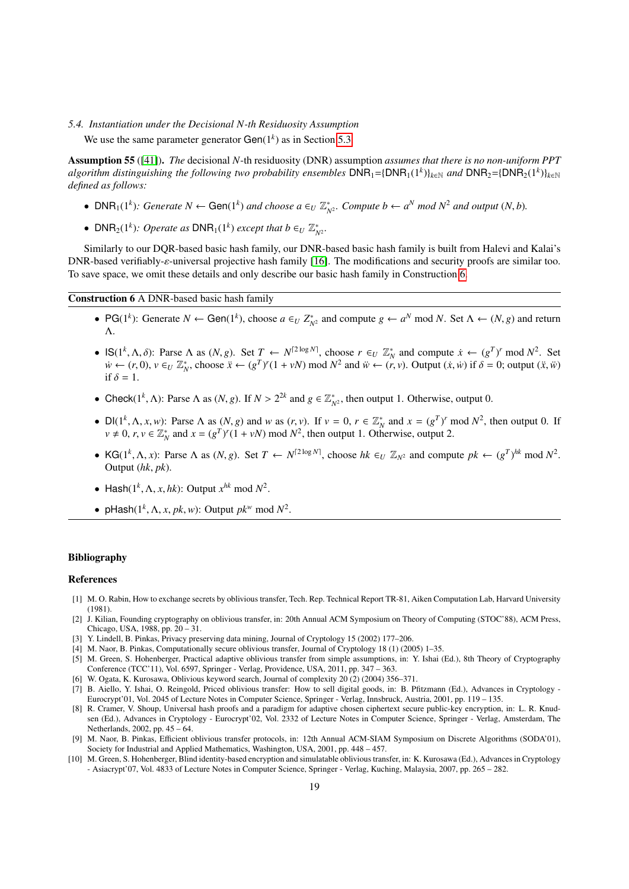### 5.4. Instantiation under the Decisional $N$-th Residuosity Assumption

We use the same parameter generator $\mathsf{Gen}(1^k)$ as in Section 5.3.

**Assumption 55** ([41]). *The* decisional $N$-th residuosity (DNR) assumption *assumes that there is no non-uniform PPT algorithm distinguishing the following two probability ensembles* $\mathsf{DNR}_1$=$\{\mathsf{DNR}_1(1^k)\}_{k\in\mathbb{N}}$ *and* $\mathsf{DNR}_2$=$\{\mathsf{DNR}_2(1^k)\}_{k\in\mathbb{N}}$ *defined as follows:*

- $\mathsf{DNR}_1(1^k)$*: Generate* $N \leftarrow \mathsf{Gen}(1^k)$ *and choose* $a \in_U \mathbb{Z}^*_{N^2}$*. Compute* $b \leftarrow a^N \bmod N^2$ *and output* $(N, b)$*.*
- $\mathsf{DNR}_2(1^k)$*: Operate as* $\mathsf{DNR}_1(1^k)$ *except that* $b \in_U \mathbb{Z}^*_{N^2}$*.*

Similarly to our DQR-based basic hash family, our DNR-based basic hash family is built from Halevi and Kalai's DNR-based verifiably-$\varepsilon$-universal projective hash family [16]. The modifications and security proofs are similar too. To save space, we omit these details and only describe our basic hash family in Construction 6.

**Construction 6** A DNR-based basic hash family

- $\mathsf{PG}(1^k)$: Generate $N \leftarrow \mathsf{Gen}(1^k)$, choose $a \in_U Z^*_{N^2}$ and compute $g \leftarrow a^N \bmod N$. Set $\Lambda \leftarrow (N, g)$ and return $\Lambda$.
- $\mathsf{IS}(1^k, \Lambda, \delta)$: Parse $\Lambda$ as $(N, g)$. Set $T \leftarrow N^{\lceil 2\log N\rceil}$, choose $r \in_U \mathbb{Z}^*_N$ and compute $\dot{x} \leftarrow (g^T)^r \bmod N^2$. Set $\dot{w} \leftarrow (r, 0)$, $v \in_U \mathbb{Z}^*_N$, choose $\ddot{x} \leftarrow (g^T)^r(1 + vN) \bmod N^2$ and $\ddot{w} \leftarrow (r, v)$. Output $(\dot{x}, \dot{w})$ if $\delta = 0$; output $(\ddot{x}, \ddot{w})$ if $\delta = 1$.
- $\mathsf{Check}(1^k, \Lambda)$: Parse $\Lambda$ as $(N, g)$. If $N > 2^{2k}$ and $g \in \mathbb{Z}^*_{N^2}$, then output 1. Otherwise, output 0.
- $\mathsf{DI}(1^k, \Lambda, x, w)$: Parse $\Lambda$ as $(N, g)$ and $w$ as $(r, v)$. If $v = 0$, $r \in \mathbb{Z}^*_N$ and $x = (g^T)^r \bmod N^2$, then output 0. If $v \neq 0$, $r, v \in \mathbb{Z}^*_N$ and $x = (g^T)^r(1 + vN) \bmod N^2$, then output 1. Otherwise, output 2.
- $\mathsf{KG}(1^k, \Lambda, x)$: Parse $\Lambda$ as $(N, g)$. Set $T \leftarrow N^{\lceil 2\log N\rceil}$, choose $hk \in_U \mathbb{Z}_{N^2}$ and compute $pk \leftarrow (g^T)^{hk} \bmod N^2$. Output $(hk, pk)$.
- $\mathsf{Hash}(1^k, \Lambda, x, hk)$: Output $x^{hk} \bmod N^2$.
- $\mathsf{pHash}(1^k, \Lambda, x, pk, w)$: Output $pk^w \bmod N^2$.

## Bibliography

## References

[1] M. O. Rabin, How to exchange secrets by oblivious transfer, Tech. Rep. Technical Report TR-81, Aiken Computation Lab, Harvard University (1981).

[2] J. Kilian, Founding cryptography on oblivious transfer, in: 20th Annual ACM Symposium on Theory of Computing (STOC'88), ACM Press, Chicago, USA, 1988, pp. 20 – 31.

[3] Y. Lindell, B. Pinkas, Privacy preserving data mining, Journal of Cryptology 15 (2002) 177–206.

[4] M. Naor, B. Pinkas, Computationally secure oblivious transfer, Journal of Cryptology 18 (1) (2005) 1–35.

[5] M. Green, S. Hohenberger, Practical adaptive oblivious transfer from simple assumptions, in: Y. Ishai (Ed.), 8th Theory of Cryptography Conference (TCC'11), Vol. 6597, Springer - Verlag, Providence, USA, 2011, pp. 347 – 363.

[6] W. Ogata, K. Kurosawa, Oblivious keyword search, Journal of complexity 20 (2) (2004) 356–371.

[7] B. Aiello, Y. Ishai, O. Reingold, Priced oblivious transfer: How to sell digital goods, in: B. Pfitzmann (Ed.), Advances in Cryptology - Eurocrypt'01, Vol. 2045 of Lecture Notes in Computer Science, Springer - Verlag, Innsbruck, Austria, 2001, pp. 119 – 135.

[8] R. Cramer, V. Shoup, Universal hash proofs and a paradigm for adaptive chosen ciphertext secure public-key encryption, in: L. R. Knudsen (Ed.), Advances in Cryptology - Eurocrypt'02, Vol. 2332 of Lecture Notes in Computer Science, Springer - Verlag, Amsterdam, The Netherlands, 2002, pp. 45 – 64.

[9] M. Naor, B. Pinkas, Efficient oblivious transfer protocols, in: 12th Annual ACM-SIAM Symposium on Discrete Algorithms (SODA'01), Society for Industrial and Applied Mathematics, Washington, USA, 2001, pp. 448 – 457.

[10] M. Green, S. Hohenberger, Blind identity-based encryption and simulatable oblivious transfer, in: K. Kurosawa (Ed.), Advances in Cryptology - Asiacrypt'07, Vol. 4833 of Lecture Notes in Computer Science, Springer - Verlag, Kuching, Malaysia, 2007, pp. 265 – 282.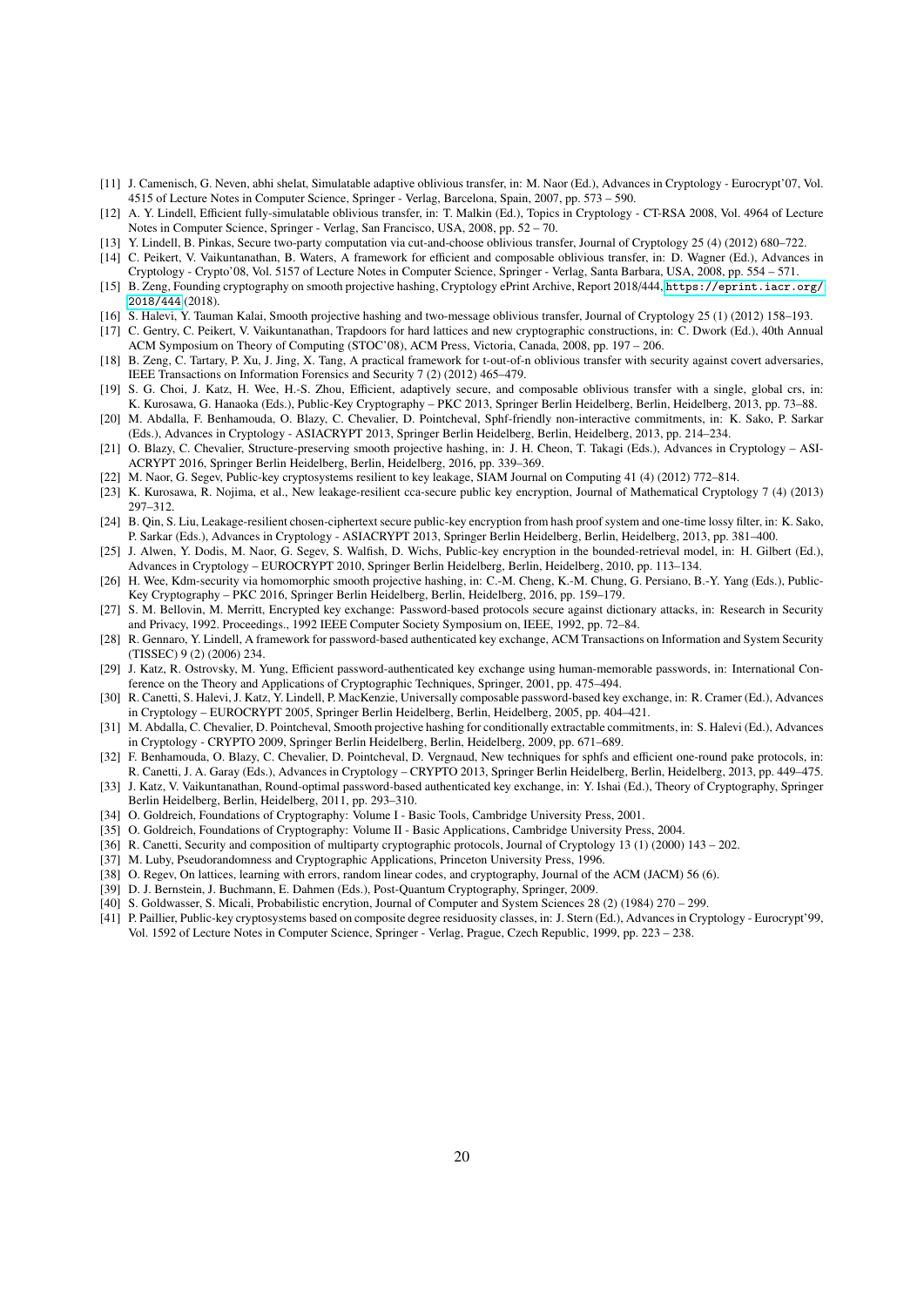[11] J. Camenisch, G. Neven, abhi shelat, Simulatable adaptive oblivious transfer, in: M. Naor (Ed.), Advances in Cryptology - Eurocrypt'07, Vol. 4515 of Lecture Notes in Computer Science, Springer - Verlag, Barcelona, Spain, 2007, pp. 573 – 590.

[12] A. Y. Lindell, Efficient fully-simulatable oblivious transfer, in: T. Malkin (Ed.), Topics in Cryptology - CT-RSA 2008, Vol. 4964 of Lecture Notes in Computer Science, Springer - Verlag, San Francisco, USA, 2008, pp. 52 – 70.

[13] Y. Lindell, B. Pinkas, Secure two-party computation via cut-and-choose oblivious transfer, Journal of Cryptology 25 (4) (2012) 680–722.

[14] C. Peikert, V. Vaikuntanathan, B. Waters, A framework for efficient and composable oblivious transfer, in: D. Wagner (Ed.), Advances in Cryptology - Crypto'08, Vol. 5157 of Lecture Notes in Computer Science, Springer - Verlag, Santa Barbara, USA, 2008, pp. 554 – 571.

[15] B. Zeng, Founding cryptography on smooth projective hashing, Cryptology ePrint Archive, Report 2018/444, https://eprint.iacr.org/2018/444 (2018).

[16] S. Halevi, Y. Tauman Kalai, Smooth projective hashing and two-message oblivious transfer, Journal of Cryptology 25 (1) (2012) 158–193.

[17] C. Gentry, C. Peikert, V. Vaikuntanathan, Trapdoors for hard lattices and new cryptographic constructions, in: C. Dwork (Ed.), 40th Annual ACM Symposium on Theory of Computing (STOC'08), ACM Press, Victoria, Canada, 2008, pp. 197 – 206.

[18] B. Zeng, C. Tartary, P. Xu, J. Jing, X. Tang, A practical framework for t-out-of-n oblivious transfer with security against covert adversaries, IEEE Transactions on Information Forensics and Security 7 (2) (2012) 465–479.

[19] S. G. Choi, J. Katz, H. Wee, H.-S. Zhou, Efficient, adaptively secure, and composable oblivious transfer with a single, global crs, in: K. Kurosawa, G. Hanaoka (Eds.), Public-Key Cryptography – PKC 2013, Springer Berlin Heidelberg, Berlin, Heidelberg, 2013, pp. 73–88.

[20] M. Abdalla, F. Benhamouda, O. Blazy, C. Chevalier, D. Pointcheval, Sphf-friendly non-interactive commitments, in: K. Sako, P. Sarkar (Eds.), Advances in Cryptology - ASIACRYPT 2013, Springer Berlin Heidelberg, Berlin, Heidelberg, 2013, pp. 214–234.

[21] O. Blazy, C. Chevalier, Structure-preserving smooth projective hashing, in: J. H. Cheon, T. Takagi (Eds.), Advances in Cryptology – ASIACRYPT 2016, Springer Berlin Heidelberg, Berlin, Heidelberg, 2016, pp. 339–369.

[22] M. Naor, G. Segev, Public-key cryptosystems resilient to key leakage, SIAM Journal on Computing 41 (4) (2012) 772–814.

[23] K. Kurosawa, R. Nojima, et al., New leakage-resilient cca-secure public key encryption, Journal of Mathematical Cryptology 7 (4) (2013) 297–312.

[24] B. Qin, S. Liu, Leakage-resilient chosen-ciphertext secure public-key encryption from hash proof system and one-time lossy filter, in: K. Sako, P. Sarkar (Eds.), Advances in Cryptology - ASIACRYPT 2013, Springer Berlin Heidelberg, Berlin, Heidelberg, 2013, pp. 381–400.

[25] J. Alwen, Y. Dodis, M. Naor, G. Segev, S. Walfish, D. Wichs, Public-key encryption in the bounded-retrieval model, in: H. Gilbert (Ed.), Advances in Cryptology – EUROCRYPT 2010, Springer Berlin Heidelberg, Berlin, Heidelberg, 2010, pp. 113–134.

[26] H. Wee, Kdm-security via homomorphic smooth projective hashing, in: C.-M. Cheng, K.-M. Chung, G. Persiano, B.-Y. Yang (Eds.), Public-Key Cryptography – PKC 2016, Springer Berlin Heidelberg, Berlin, Heidelberg, 2016, pp. 159–179.

[27] S. M. Bellovin, M. Merritt, Encrypted key exchange: Password-based protocols secure against dictionary attacks, in: Research in Security and Privacy, 1992. Proceedings., 1992 IEEE Computer Society Symposium on, IEEE, 1992, pp. 72–84.

[28] R. Gennaro, Y. Lindell, A framework for password-based authenticated key exchange, ACM Transactions on Information and System Security (TISSEC) 9 (2) (2006) 234.

[29] J. Katz, R. Ostrovsky, M. Yung, Efficient password-authenticated key exchange using human-memorable passwords, in: International Conference on the Theory and Applications of Cryptographic Techniques, Springer, 2001, pp. 475–494.

[30] R. Canetti, S. Halevi, J. Katz, Y. Lindell, P. MacKenzie, Universally composable password-based key exchange, in: R. Cramer (Ed.), Advances in Cryptology – EUROCRYPT 2005, Springer Berlin Heidelberg, Berlin, Heidelberg, 2005, pp. 404–421.

[31] M. Abdalla, C. Chevalier, D. Pointcheval, Smooth projective hashing for conditionally extractable commitments, in: S. Halevi (Ed.), Advances in Cryptology - CRYPTO 2009, Springer Berlin Heidelberg, Berlin, Heidelberg, 2009, pp. 671–689.

[32] F. Benhamouda, O. Blazy, C. Chevalier, D. Pointcheval, D. Vergnaud, New techniques for sphfs and efficient one-round pake protocols, in: R. Canetti, J. A. Garay (Eds.), Advances in Cryptology – CRYPTO 2013, Springer Berlin Heidelberg, Berlin, Heidelberg, 2013, pp. 449–475.

[33] J. Katz, V. Vaikuntanathan, Round-optimal password-based authenticated key exchange, in: Y. Ishai (Ed.), Theory of Cryptography, Springer Berlin Heidelberg, Berlin, Heidelberg, 2011, pp. 293–310.

[34] O. Goldreich, Foundations of Cryptography: Volume I - Basic Tools, Cambridge University Press, 2001.

[35] O. Goldreich, Foundations of Cryptography: Volume II - Basic Applications, Cambridge University Press, 2004.

[36] R. Canetti, Security and composition of multiparty cryptographic protocols, Journal of Cryptology 13 (1) (2000) 143 – 202.

[37] M. Luby, Pseudorandomness and Cryptographic Applications, Princeton University Press, 1996.

[38] O. Regev, On lattices, learning with errors, random linear codes, and cryptography, Journal of the ACM (JACM) 56 (6).

[39] D. J. Bernstein, J. Buchmann, E. Dahmen (Eds.), Post-Quantum Cryptography, Springer, 2009.

[40] S. Goldwasser, S. Micali, Probabilistic encrytion, Journal of Computer and System Sciences 28 (2) (1984) 270 – 299.

[41] P. Paillier, Public-key cryptosystems based on composite degree residuosity classes, in: J. Stern (Ed.), Advances in Cryptology - Eurocrypt'99, Vol. 1592 of Lecture Notes in Computer Science, Springer - Verlag, Prague, Czech Republic, 1999, pp. 223 – 238.